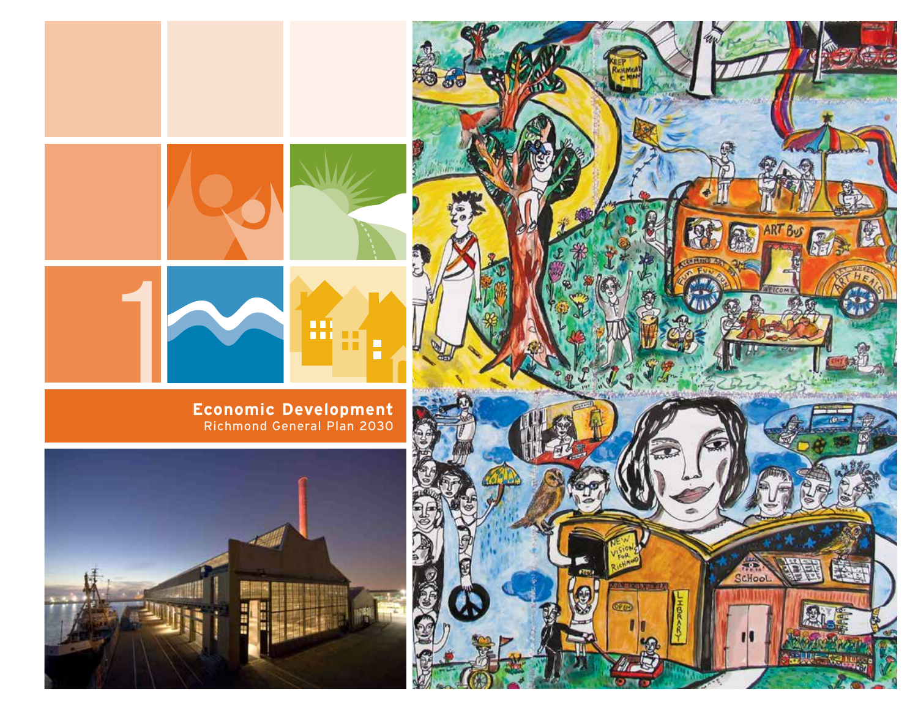1

# Economic Development

Richmond General Plan 2030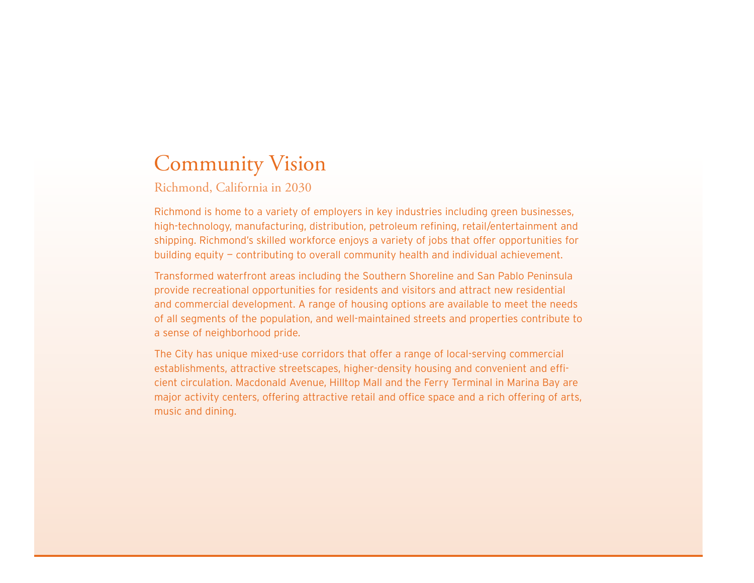# Community Vision

## Richmond, California in 2030

Richmond is home to a variety of employers in key industries including green businesses, high-technology, manufacturing, distribution, petroleum refining, retail/entertainment and shipping. Richmond's skilled workforce enjoys a variety of jobs that offer opportunities for building equity — contributing to overall community health and individual achievement.

Transformed waterfront areas including the Southern Shoreline and San Pablo Peninsula provide recreational opportunities for residents and visitors and attract new residential and commercial development. A range of housing options are available to meet the needs of all segments of the population, and well-maintained streets and properties contribute to a sense of neighborhood pride.

The City has unique mixed-use corridors that offer a range of local-serving commercial establishments, attractive streetscapes, higher-density housing and convenient and efficient circulation. Macdonald Avenue, Hilltop Mall and the Ferry Terminal in Marina Bay are major activity centers, offering attractive retail and office space and a rich offering of arts, music and dining.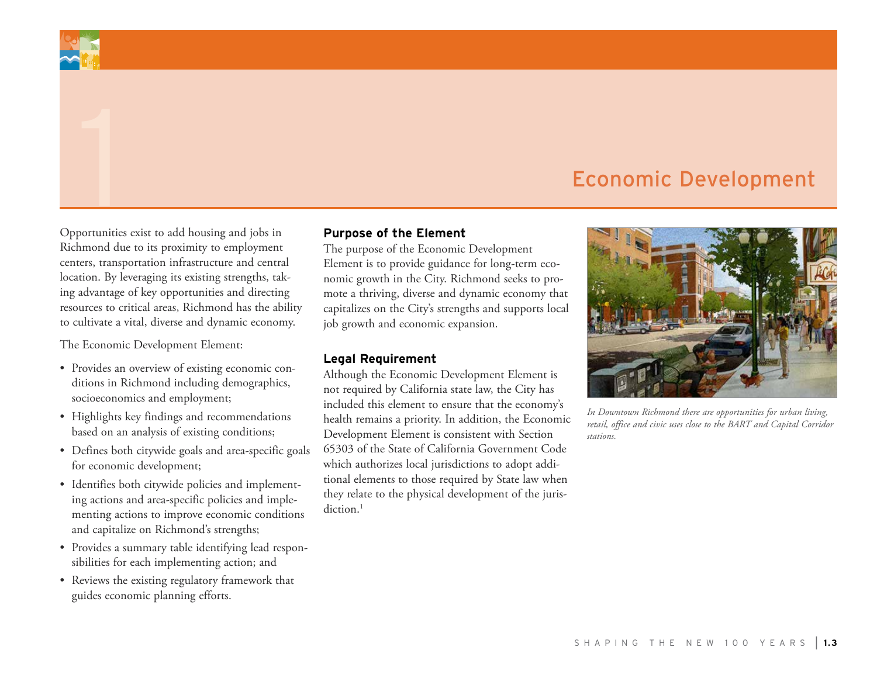# 1 Economic Development

Opportunities exist to add housing and jobs in Richmond due to its proximity to employment centers, transportation infrastructure and central location. By leveraging its existing strengths, taking advantage of key opportunities and directing resources to critical areas, Richmond has the ability to cultivate a vital, diverse and dynamic economy.

The Economic Development Element:

- Provides an overview of existing economic conditions in Richmond including demographics, socioeconomics and employment;
- Highlights key findings and recommendations based on an analysis of existing conditions;
- Defines both citywide goals and area-specific goals for economic development;
- Identifies both citywide policies and implementing actions and area-specific policies and implementing actions to improve economic conditions and capitalize on Richmond's strengths;
- Provides a summary table identifying lead responsibilities for each implementing action; and
- Reviews the existing regulatory framework that guides economic planning efforts.

## Purpose of the Element

The purpose of the Economic Development Element is to provide guidance for long-term economic growth in the City. Richmond seeks to promote a thriving, diverse and dynamic economy that capitalizes on the City's strengths and supports local job growth and economic expansion.

## Legal Requirement

Although the Economic Development Element is not required by California state law, the City has included this element to ensure that the economy's health remains a priority. In addition, the Economic Development Element is consistent with Section 65303 of the State of California Government Code which authorizes local jurisdictions to adopt additional elements to those required by State law when they relate to the physical development of the jurisdiction.[1]

*In Downtown Richmond there are opportunities for urban living, retail, office and civic uses close to the BART and Capital Corridor stations.*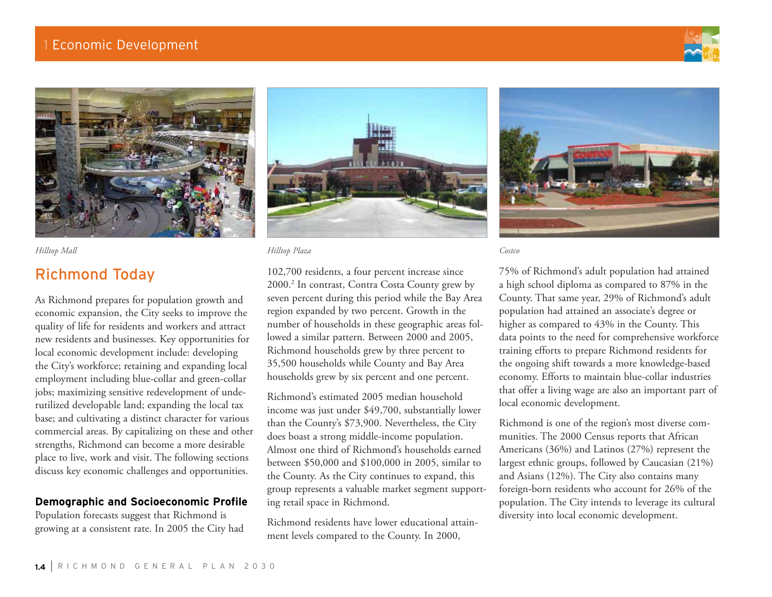*Hilltop Mall*

*Hilltop Plaza*

*Costco*

## Richmond Today

As Richmond prepares for population growth and economic expansion, the City seeks to improve the quality of life for residents and workers and attract new residents and businesses. Key opportunities for local economic development include: developing the City's workforce; retaining and expanding local employment including blue-collar and green-collar jobs; maximizing sensitive redevelopment of underutilized developable land; expanding the local tax base; and cultivating a distinct character for various commercial areas. By capitalizing on these and other strengths, Richmond can become a more desirable place to live, work and visit. The following sections discuss key economic challenges and opportunities.

### Demographic and Socioeconomic Profile

Population forecasts suggest that Richmond is growing at a consistent rate. In 2005 the City had 102,700 residents, a four percent increase since 2000.[2] In contrast, Contra Costa County grew by seven percent during this period while the Bay Area region expanded by two percent. Growth in the number of households in these geographic areas followed a similar pattern. Between 2000 and 2005, Richmond households grew by three percent to 35,500 households while County and Bay Area households grew by six percent and one percent.

Richmond's estimated 2005 median household income was just under $49,700, substantially lower than the County's $73,900. Nevertheless, the City does boast a strong middle-income population. Almost one third of Richmond's households earned between $50,000 and $100,000 in 2005, similar to the County. As the City continues to expand, this group represents a valuable market segment supporting retail space in Richmond.

Richmond residents have lower educational attainment levels compared to the County. In 2000, 75% of Richmond's adult population had attained a high school diploma as compared to 87% in the County. That same year, 29% of Richmond's adult population had attained an associate's degree or higher as compared to 43% in the County. This data points to the need for comprehensive workforce training efforts to prepare Richmond residents for the ongoing shift towards a more knowledge-based economy. Efforts to maintain blue-collar industries that offer a living wage are also an important part of local economic development.

Richmond is one of the region's most diverse communities. The 2000 Census reports that African Americans (36%) and Latinos (27%) represent the largest ethnic groups, followed by Caucasian (21%) and Asians (12%). The City also contains many foreign-born residents who account for 26% of the population. The City intends to leverage its cultural diversity into local economic development.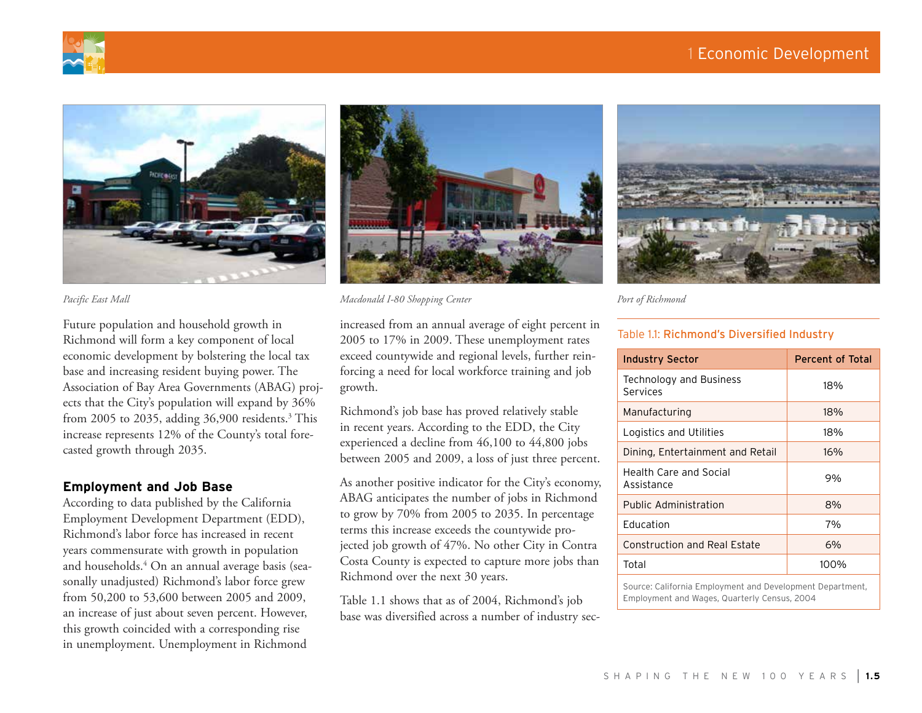*Pacific East Mall*

*Macdonald I-80 Shopping Center*

*Port of Richmond*

Future population and household growth in Richmond will form a key component of local economic development by bolstering the local tax base and increasing resident buying power. The Association of Bay Area Governments (ABAG) projects that the City's population will expand by 36% from 2005 to 2035, adding 36,900 residents.[3] This increase represents 12% of the County's total forecasted growth through 2035.

## Employment and Job Base

According to data published by the California Employment Development Department (EDD), Richmond's labor force has increased in recent years commensurate with growth in population and households.[4] On an annual average basis (seasonally unadjusted) Richmond's labor force grew from 50,200 to 53,600 between 2005 and 2009, an increase of just about seven percent. However, this growth coincided with a corresponding rise in unemployment. Unemployment in Richmond increased from an annual average of eight percent in 2005 to 17% in 2009. These unemployment rates exceed countywide and regional levels, further reinforcing a need for local workforce training and job growth.

Richmond's job base has proved relatively stable in recent years. According to the EDD, the City experienced a decline from 46,100 to 44,800 jobs between 2005 and 2009, a loss of just three percent.

As another positive indicator for the City's economy, ABAG anticipates the number of jobs in Richmond to grow by 70% from 2005 to 2035. In percentage terms this increase exceeds the countywide projected job growth of 47%. No other City in Contra Costa County is expected to capture more jobs than Richmond over the next 30 years.

Table 1.1 shows that as of 2004, Richmond's job base was diversified across a number of industry sec-

Table 1.1: **Richmond's Diversified Industry**

| Industry Sector | Percent of Total |
|---|---|
| Technology and Business Services | 18% |
| Manufacturing | 18% |
| Logistics and Utilities | 18% |
| Dining, Entertainment and Retail | 16% |
| Health Care and Social Assistance | 9% |
| Public Administration | 8% |
| Education | 7% |
| Construction and Real Estate | 6% |
| Total | 100% |

Source: California Employment and Development Department, Employment and Wages, Quarterly Census, 2004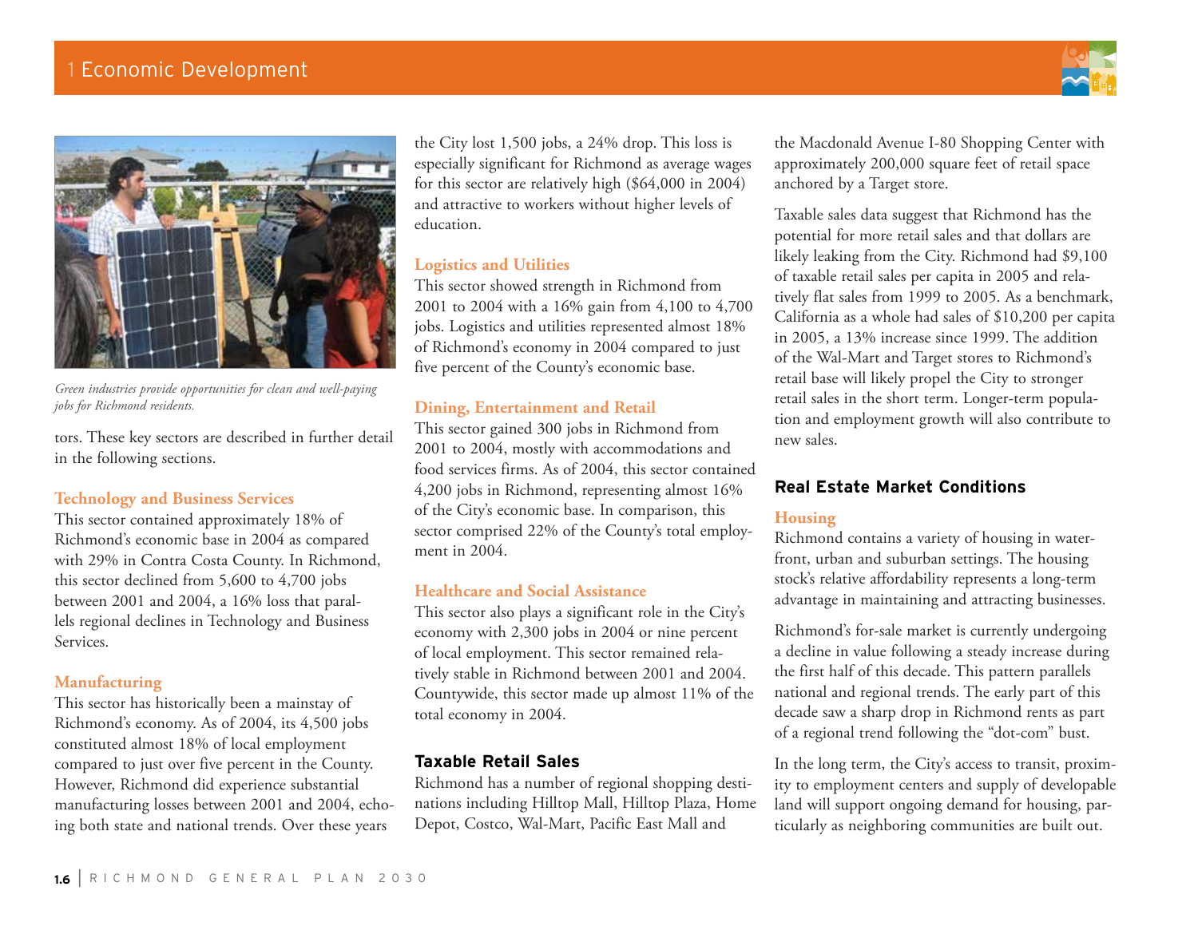*Green industries provide opportunities for clean and well-paying jobs for Richmond residents.*

tors. These key sectors are described in further detail in the following sections.

### Technology and Business Services

This sector contained approximately 18% of Richmond's economic base in 2004 as compared with 29% in Contra Costa County. In Richmond, this sector declined from 5,600 to 4,700 jobs between 2001 and 2004, a 16% loss that parallels regional declines in Technology and Business Services.

### Manufacturing

This sector has historically been a mainstay of Richmond's economy. As of 2004, its 4,500 jobs constituted almost 18% of local employment compared to just over five percent in the County. However, Richmond did experience substantial manufacturing losses between 2001 and 2004, echoing both state and national trends. Over these years the City lost 1,500 jobs, a 24% drop. This loss is especially significant for Richmond as average wages for this sector are relatively high ($64,000 in 2004) and attractive to workers without higher levels of education.

### Logistics and Utilities

This sector showed strength in Richmond from 2001 to 2004 with a 16% gain from 4,100 to 4,700 jobs. Logistics and utilities represented almost 18% of Richmond's economy in 2004 compared to just five percent of the County's economic base.

### Dining, Entertainment and Retail

This sector gained 300 jobs in Richmond from 2001 to 2004, mostly with accommodations and food services firms. As of 2004, this sector contained 4,200 jobs in Richmond, representing almost 16% of the City's economic base. In comparison, this sector comprised 22% of the County's total employment in 2004.

### Healthcare and Social Assistance

This sector also plays a significant role in the City's economy with 2,300 jobs in 2004 or nine percent of local employment. This sector remained relatively stable in Richmond between 2001 and 2004. Countywide, this sector made up almost 11% of the total economy in 2004.

## Taxable Retail Sales

Richmond has a number of regional shopping destinations including Hilltop Mall, Hilltop Plaza, Home Depot, Costco, Wal-Mart, Pacific East Mall and the Macdonald Avenue I-80 Shopping Center with approximately 200,000 square feet of retail space anchored by a Target store.

Taxable sales data suggest that Richmond has the potential for more retail sales and that dollars are likely leaking from the City. Richmond had $9,100 of taxable retail sales per capita in 2005 and relatively flat sales from 1999 to 2005. As a benchmark, California as a whole had sales of $10,200 per capita in 2005, a 13% increase since 1999. The addition of the Wal-Mart and Target stores to Richmond's retail base will likely propel the City to stronger retail sales in the short term. Longer-term population and employment growth will also contribute to new sales.

## Real Estate Market Conditions

### Housing

Richmond contains a variety of housing in waterfront, urban and suburban settings. The housing stock's relative affordability represents a long-term advantage in maintaining and attracting businesses.

Richmond's for-sale market is currently undergoing a decline in value following a steady increase during the first half of this decade. This pattern parallels national and regional trends. The early part of this decade saw a sharp drop in Richmond rents as part of a regional trend following the "dot-com" bust.

In the long term, the City's access to transit, proximity to employment centers and supply of developable land will support ongoing demand for housing, particularly as neighboring communities are built out.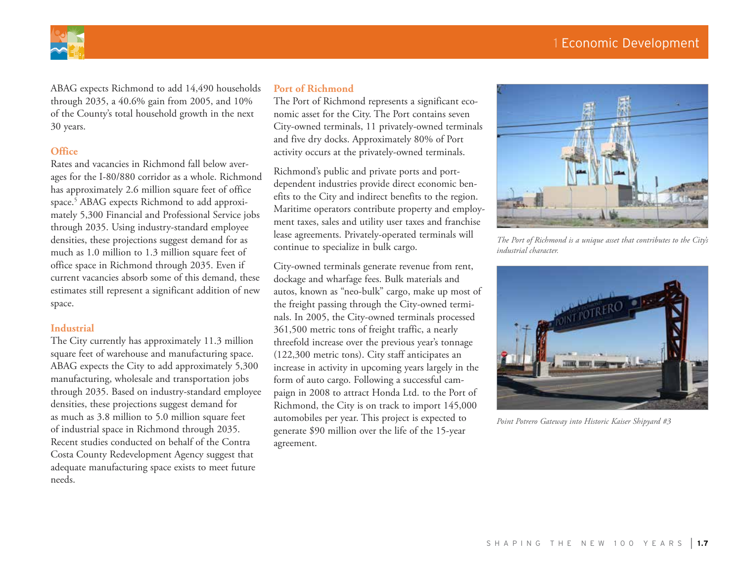ABAG expects Richmond to add 14,490 households through 2035, a 40.6% gain from 2005, and 10% of the County's total household growth in the next 30 years.

### Office

Rates and vacancies in Richmond fall below averages for the I-80/880 corridor as a whole. Richmond has approximately 2.6 million square feet of office space.[5] ABAG expects Richmond to add approximately 5,300 Financial and Professional Service jobs through 2035. Using industry-standard employee densities, these projections suggest demand for as much as 1.0 million to 1.3 million square feet of office space in Richmond through 2035. Even if current vacancies absorb some of this demand, these estimates still represent a significant addition of new space.

### Industrial

The City currently has approximately 11.3 million square feet of warehouse and manufacturing space. ABAG expects the City to add approximately 5,300 manufacturing, wholesale and transportation jobs through 2035. Based on industry-standard employee densities, these projections suggest demand for as much as 3.8 million to 5.0 million square feet of industrial space in Richmond through 2035. Recent studies conducted on behalf of the Contra Costa County Redevelopment Agency suggest that adequate manufacturing space exists to meet future needs.

### Port of Richmond

The Port of Richmond represents a significant economic asset for the City. The Port contains seven City-owned terminals, 11 privately-owned terminals and five dry docks. Approximately 80% of Port activity occurs at the privately-owned terminals.

Richmond's public and private ports and port-dependent industries provide direct economic benefits to the City and indirect benefits to the region. Maritime operators contribute property and employment taxes, sales and utility user taxes and franchise lease agreements. Privately-operated terminals will continue to specialize in bulk cargo.

City-owned terminals generate revenue from rent, dockage and wharfage fees. Bulk materials and autos, known as "neo-bulk" cargo, make up most of the freight passing through the City-owned terminals. In 2005, the City-owned terminals processed 361,500 metric tons of freight traffic, a nearly threefold increase over the previous year's tonnage (122,300 metric tons). City staff anticipates an increase in activity in upcoming years largely in the form of auto cargo. Following a successful campaign in 2008 to attract Honda Ltd. to the Port of Richmond, the City is on track to import 145,000 automobiles per year. This project is expected to generate $90 million over the life of the 15-year agreement.

*The Port of Richmond is a unique asset that contributes to the City's industrial character.*

*Point Potrero Gateway into Historic Kaiser Shipyard #3*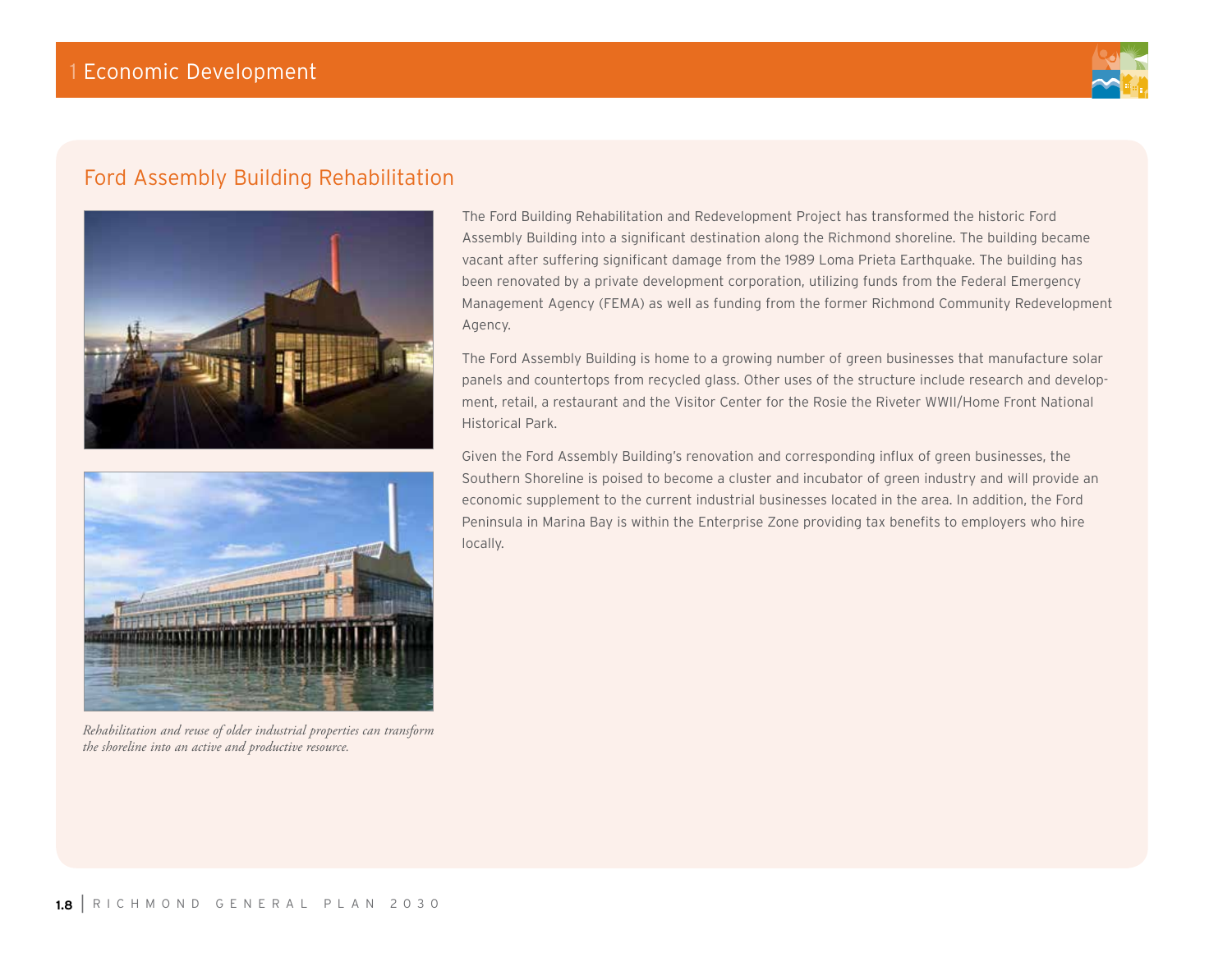## Ford Assembly Building Rehabilitation

*Rehabilitation and reuse of older industrial properties can transform the shoreline into an active and productive resource.*

The Ford Building Rehabilitation and Redevelopment Project has transformed the historic Ford Assembly Building into a significant destination along the Richmond shoreline. The building became vacant after suffering significant damage from the 1989 Loma Prieta Earthquake. The building has been renovated by a private development corporation, utilizing funds from the Federal Emergency Management Agency (FEMA) as well as funding from the former Richmond Community Redevelopment Agency.

The Ford Assembly Building is home to a growing number of green businesses that manufacture solar panels and countertops from recycled glass. Other uses of the structure include research and development, retail, a restaurant and the Visitor Center for the Rosie the Riveter WWII/Home Front National Historical Park.

Given the Ford Assembly Building's renovation and corresponding influx of green businesses, the Southern Shoreline is poised to become a cluster and incubator of green industry and will provide an economic supplement to the current industrial businesses located in the area. In addition, the Ford Peninsula in Marina Bay is within the Enterprise Zone providing tax benefits to employers who hire locally.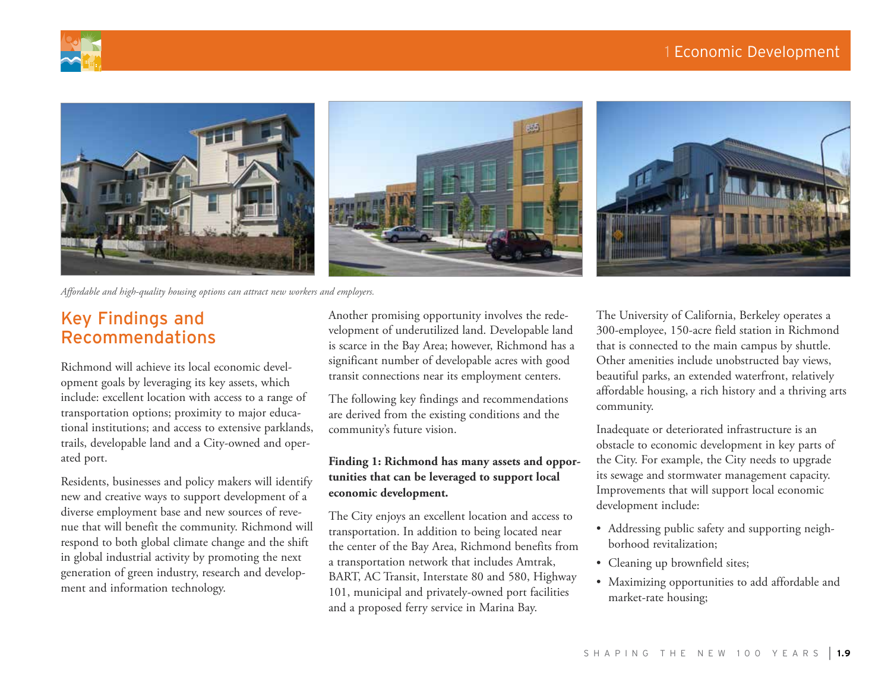*Affordable and high-quality housing options can attract new workers and employers.*

## Key Findings and Recommendations

Richmond will achieve its local economic development goals by leveraging its key assets, which include: excellent location with access to a range of transportation options; proximity to major educational institutions; and access to extensive parklands, trails, developable land and a City-owned and operated port.

Residents, businesses and policy makers will identify new and creative ways to support development of a diverse employment base and new sources of revenue that will benefit the community. Richmond will respond to both global climate change and the shift in global industrial activity by promoting the next generation of green industry, research and development and information technology.

Another promising opportunity involves the redevelopment of underutilized land. Developable land is scarce in the Bay Area; however, Richmond has a significant number of developable acres with good transit connections near its employment centers.

The following key findings and recommendations are derived from the existing conditions and the community's future vision.

**Finding 1: Richmond has many assets and opportunities that can be leveraged to support local economic development.**

The City enjoys an excellent location and access to transportation. In addition to being located near the center of the Bay Area, Richmond benefits from a transportation network that includes Amtrak, BART, AC Transit, Interstate 80 and 580, Highway 101, municipal and privately-owned port facilities and a proposed ferry service in Marina Bay.

The University of California, Berkeley operates a 300-employee, 150-acre field station in Richmond that is connected to the main campus by shuttle. Other amenities include unobstructed bay views, beautiful parks, an extended waterfront, relatively affordable housing, a rich history and a thriving arts community.

Inadequate or deteriorated infrastructure is an obstacle to economic development in key parts of the City. For example, the City needs to upgrade its sewage and stormwater management capacity. Improvements that will support local economic development include:

- Addressing public safety and supporting neighborhood revitalization;
- Cleaning up brownfield sites;
- Maximizing opportunities to add affordable and market-rate housing;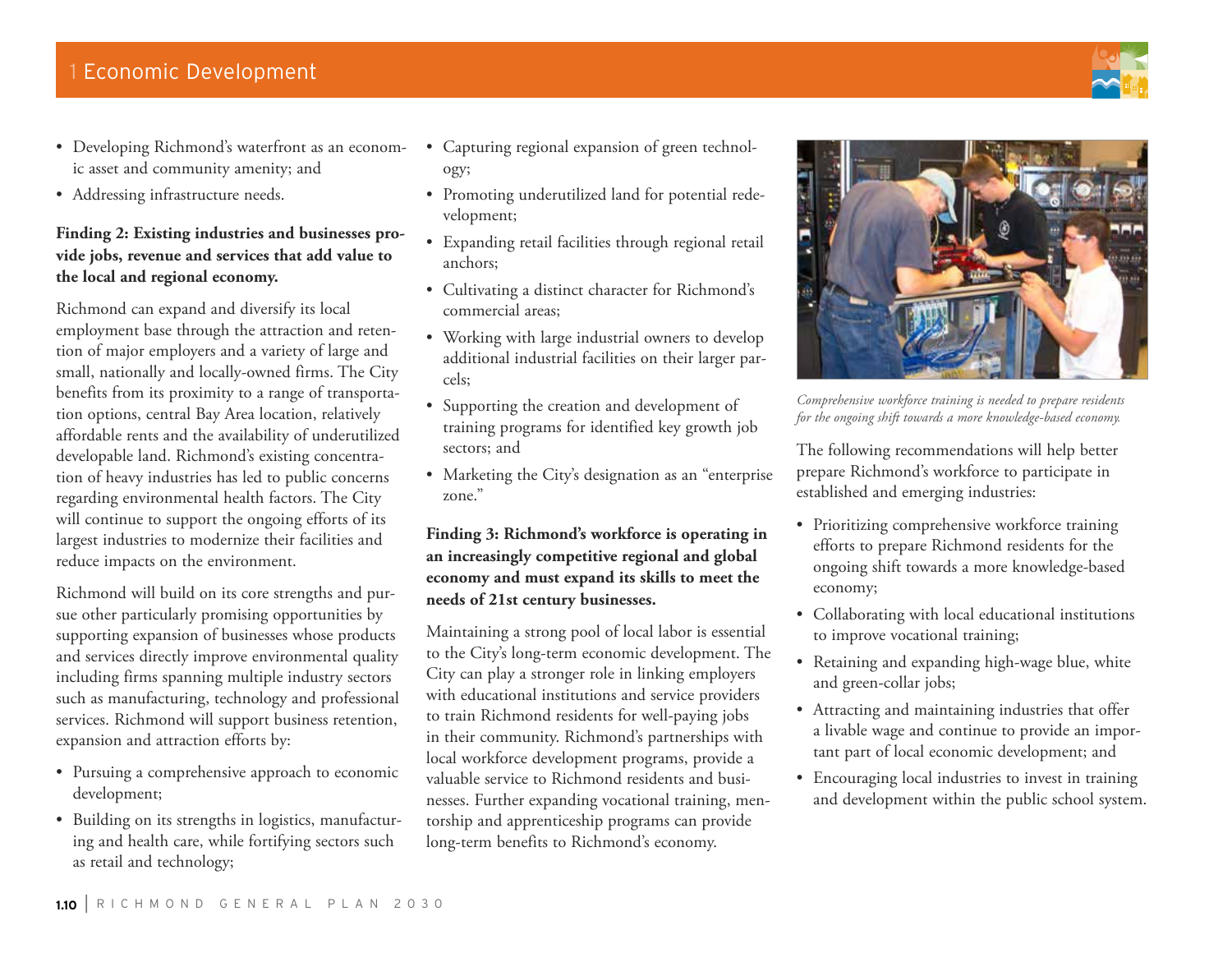- Developing Richmond's waterfront as an economic asset and community amenity; and
- Addressing infrastructure needs.

**Finding 2: Existing industries and businesses provide jobs, revenue and services that add value to the local and regional economy.**

Richmond can expand and diversify its local employment base through the attraction and retention of major employers and a variety of large and small, nationally and locally-owned firms. The City benefits from its proximity to a range of transportation options, central Bay Area location, relatively affordable rents and the availability of underutilized developable land. Richmond's existing concentration of heavy industries has led to public concerns regarding environmental health factors. The City will continue to support the ongoing efforts of its largest industries to modernize their facilities and reduce impacts on the environment.

Richmond will build on its core strengths and pursue other particularly promising opportunities by supporting expansion of businesses whose products and services directly improve environmental quality including firms spanning multiple industry sectors such as manufacturing, technology and professional services. Richmond will support business retention, expansion and attraction efforts by:

- Pursuing a comprehensive approach to economic development;
- Building on its strengths in logistics, manufacturing and health care, while fortifying sectors such as retail and technology;
- Capturing regional expansion of green technology;
- Promoting underutilized land for potential redevelopment;
- Expanding retail facilities through regional retail anchors;
- Cultivating a distinct character for Richmond's commercial areas;
- Working with large industrial owners to develop additional industrial facilities on their larger parcels;
- Supporting the creation and development of training programs for identified key growth job sectors; and
- Marketing the City's designation as an "enterprise zone."

**Finding 3: Richmond's workforce is operating in an increasingly competitive regional and global economy and must expand its skills to meet the needs of 21st century businesses.**

Maintaining a strong pool of local labor is essential to the City's long-term economic development. The City can play a stronger role in linking employers with educational institutions and service providers to train Richmond residents for well-paying jobs in their community. Richmond's partnerships with local workforce development programs, provide a valuable service to Richmond residents and businesses. Further expanding vocational training, mentorship and apprenticeship programs can provide long-term benefits to Richmond's economy.

*Comprehensive workforce training is needed to prepare residents for the ongoing shift towards a more knowledge-based economy.*

The following recommendations will help better prepare Richmond's workforce to participate in established and emerging industries:

- Prioritizing comprehensive workforce training efforts to prepare Richmond residents for the ongoing shift towards a more knowledge-based economy;
- Collaborating with local educational institutions to improve vocational training;
- Retaining and expanding high-wage blue, white and green-collar jobs;
- Attracting and maintaining industries that offer a livable wage and continue to provide an important part of local economic development; and
- Encouraging local industries to invest in training and development within the public school system.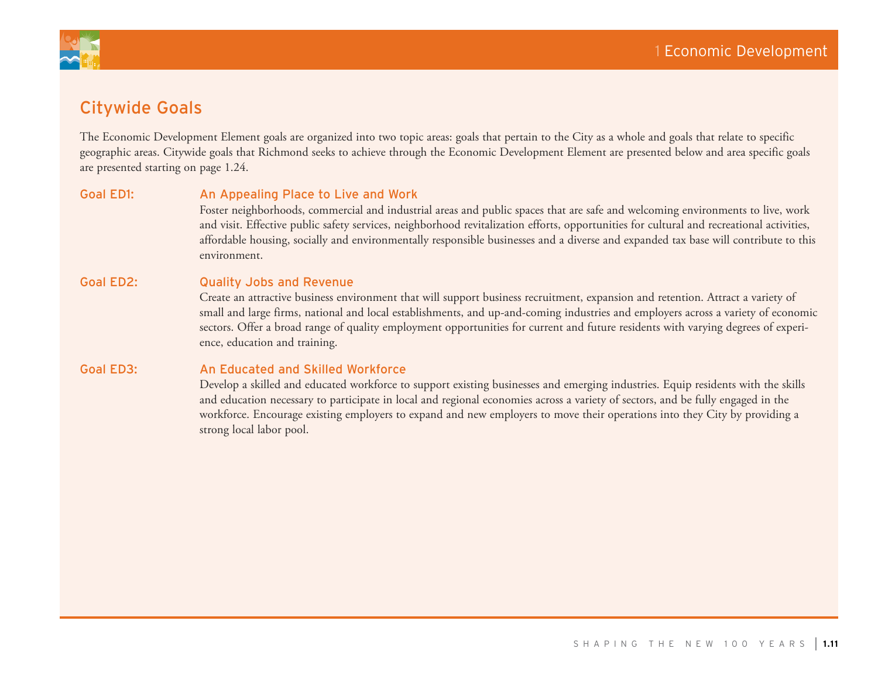## Citywide Goals

The Economic Development Element goals are organized into two topic areas: goals that pertain to the City as a whole and goals that relate to specific geographic areas. Citywide goals that Richmond seeks to achieve through the Economic Development Element are presented below and area specific goals are presented starting on page 1.24.

### Goal ED1: An Appealing Place to Live and Work

Foster neighborhoods, commercial and industrial areas and public spaces that are safe and welcoming environments to live, work and visit. Effective public safety services, neighborhood revitalization efforts, opportunities for cultural and recreational activities, affordable housing, socially and environmentally responsible businesses and a diverse and expanded tax base will contribute to this environment.

### Goal ED2: Quality Jobs and Revenue

Create an attractive business environment that will support business recruitment, expansion and retention. Attract a variety of small and large firms, national and local establishments, and up-and-coming industries and employers across a variety of economic sectors. Offer a broad range of quality employment opportunities for current and future residents with varying degrees of experience, education and training.

### Goal ED3: An Educated and Skilled Workforce

Develop a skilled and educated workforce to support existing businesses and emerging industries. Equip residents with the skills and education necessary to participate in local and regional economies across a variety of sectors, and be fully engaged in the workforce. Encourage existing employers to expand and new employers to move their operations into they City by providing a strong local labor pool.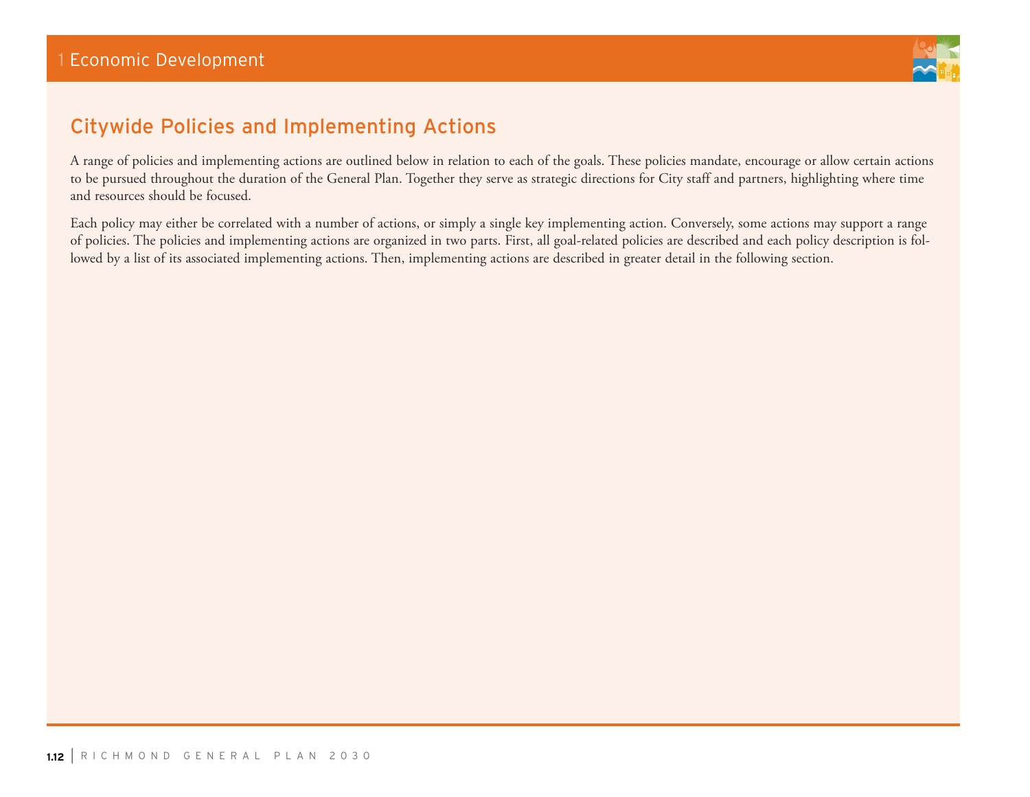## Citywide Policies and Implementing Actions

A range of policies and implementing actions are outlined below in relation to each of the goals. These policies mandate, encourage or allow certain actions to be pursued throughout the duration of the General Plan. Together they serve as strategic directions for City staff and partners, highlighting where time and resources should be focused.

Each policy may either be correlated with a number of actions, or simply a single key implementing action. Conversely, some actions may support a range of policies. The policies and implementing actions are organized in two parts. First, all goal-related policies are described and each policy description is followed by a list of its associated implementing actions. Then, implementing actions are described in greater detail in the following section.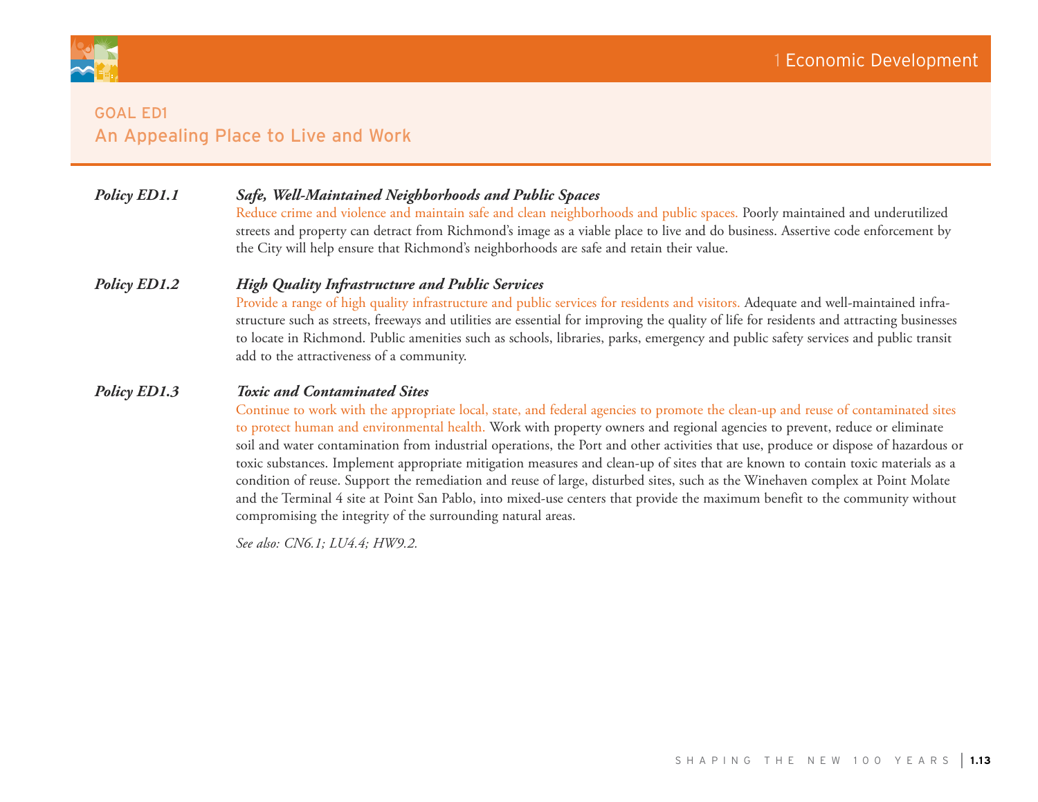## GOAL ED1
## An Appealing Place to Live and Work

***Policy ED1.1*** ***Safe, Well-Maintained Neighborhoods and Public Spaces***

Reduce crime and violence and maintain safe and clean neighborhoods and public spaces. Poorly maintained and underutilized streets and property can detract from Richmond's image as a viable place to live and do business. Assertive code enforcement by the City will help ensure that Richmond's neighborhoods are safe and retain their value.

***Policy ED1.2*** ***High Quality Infrastructure and Public Services***

Provide a range of high quality infrastructure and public services for residents and visitors. Adequate and well-maintained infrastructure such as streets, freeways and utilities are essential for improving the quality of life for residents and attracting businesses to locate in Richmond. Public amenities such as schools, libraries, parks, emergency and public safety services and public transit add to the attractiveness of a community.

***Policy ED1.3*** ***Toxic and Contaminated Sites***

Continue to work with the appropriate local, state, and federal agencies to promote the clean-up and reuse of contaminated sites to protect human and environmental health. Work with property owners and regional agencies to prevent, reduce or eliminate soil and water contamination from industrial operations, the Port and other activities that use, produce or dispose of hazardous or toxic substances. Implement appropriate mitigation measures and clean-up of sites that are known to contain toxic materials as a condition of reuse. Support the remediation and reuse of large, disturbed sites, such as the Winehaven complex at Point Molate and the Terminal 4 site at Point San Pablo, into mixed-use centers that provide the maximum benefit to the community without compromising the integrity of the surrounding natural areas.

*See also: CN6.1; LU4.4; HW9.2.*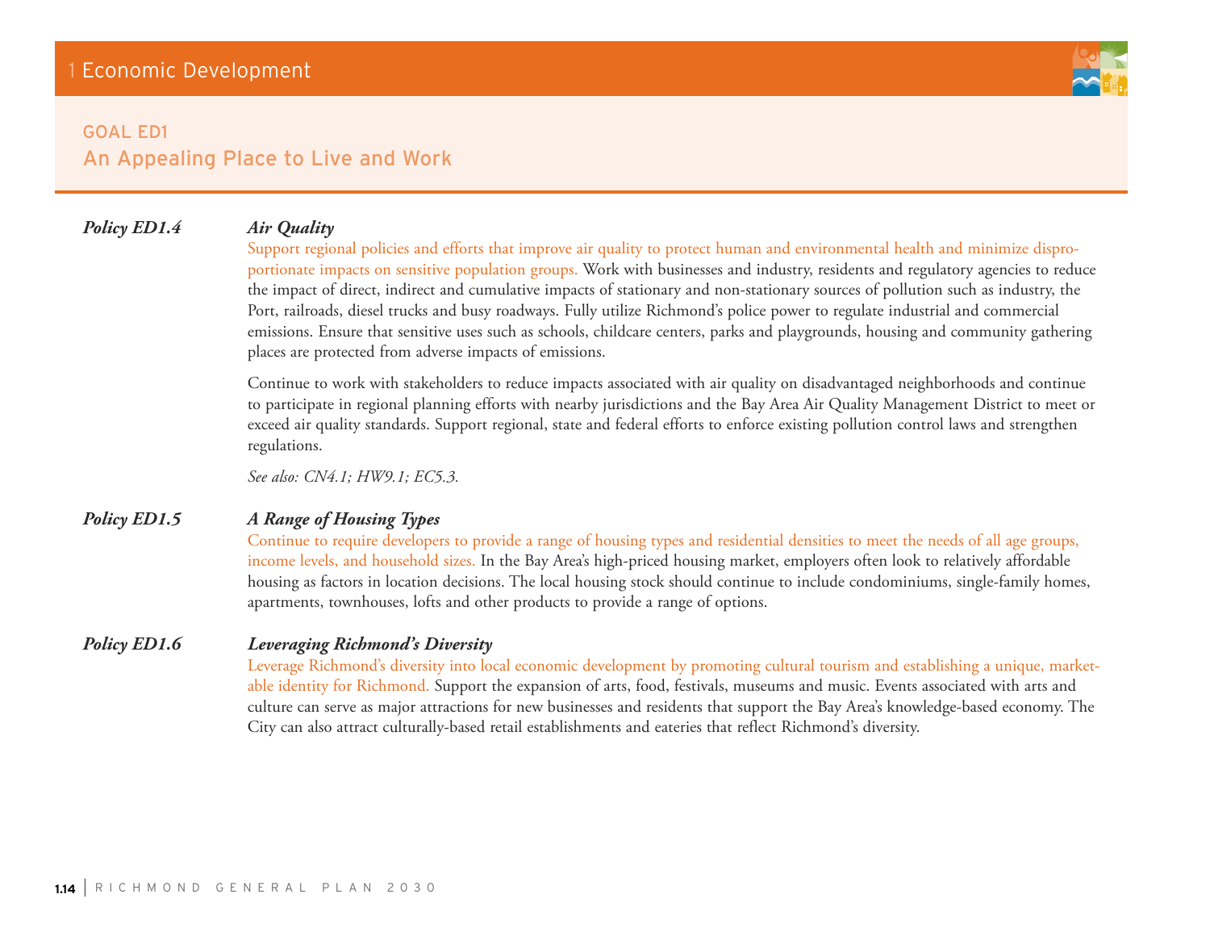## GOAL ED1
## An Appealing Place to Live and Work

**_Policy ED1.4_** **_Air Quality_**

Support regional policies and efforts that improve air quality to protect human and environmental health and minimize disproportionate impacts on sensitive population groups. Work with businesses and industry, residents and regulatory agencies to reduce the impact of direct, indirect and cumulative impacts of stationary and non-stationary sources of pollution such as industry, the Port, railroads, diesel trucks and busy roadways. Fully utilize Richmond's police power to regulate industrial and commercial emissions. Ensure that sensitive uses such as schools, childcare centers, parks and playgrounds, housing and community gathering places are protected from adverse impacts of emissions.

Continue to work with stakeholders to reduce impacts associated with air quality on disadvantaged neighborhoods and continue to participate in regional planning efforts with nearby jurisdictions and the Bay Area Air Quality Management District to meet or exceed air quality standards. Support regional, state and federal efforts to enforce existing pollution control laws and strengthen regulations.

*See also: CN4.1; HW9.1; EC5.3.*

**_Policy ED1.5_** **_A Range of Housing Types_**

Continue to require developers to provide a range of housing types and residential densities to meet the needs of all age groups, income levels, and household sizes. In the Bay Area's high-priced housing market, employers often look to relatively affordable housing as factors in location decisions. The local housing stock should continue to include condominiums, single-family homes, apartments, townhouses, lofts and other products to provide a range of options.

**_Policy ED1.6_** **_Leveraging Richmond's Diversity_**

Leverage Richmond's diversity into local economic development by promoting cultural tourism and establishing a unique, marketable identity for Richmond. Support the expansion of arts, food, festivals, museums and music. Events associated with arts and culture can serve as major attractions for new businesses and residents that support the Bay Area's knowledge-based economy. The City can also attract culturally-based retail establishments and eateries that reflect Richmond's diversity.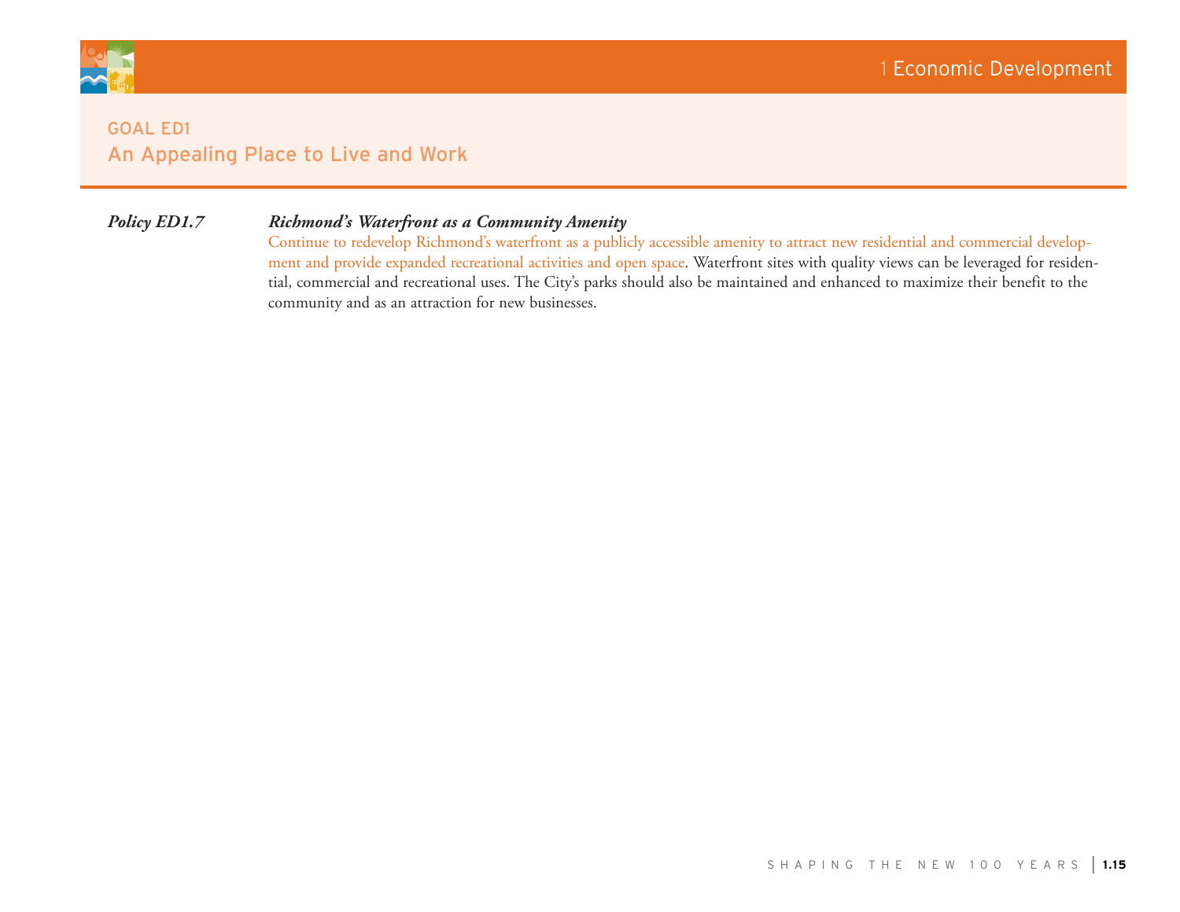## GOAL ED1
### An Appealing Place to Live and Work

***Policy ED1.7*** ***Richmond's Waterfront as a Community Amenity***

Continue to redevelop Richmond's waterfront as a publicly accessible amenity to attract new residential and commercial development and provide expanded recreational activities and open space. Waterfront sites with quality views can be leveraged for residential, commercial and recreational uses. The City's parks should also be maintained and enhanced to maximize their benefit to the community and as an attraction for new businesses.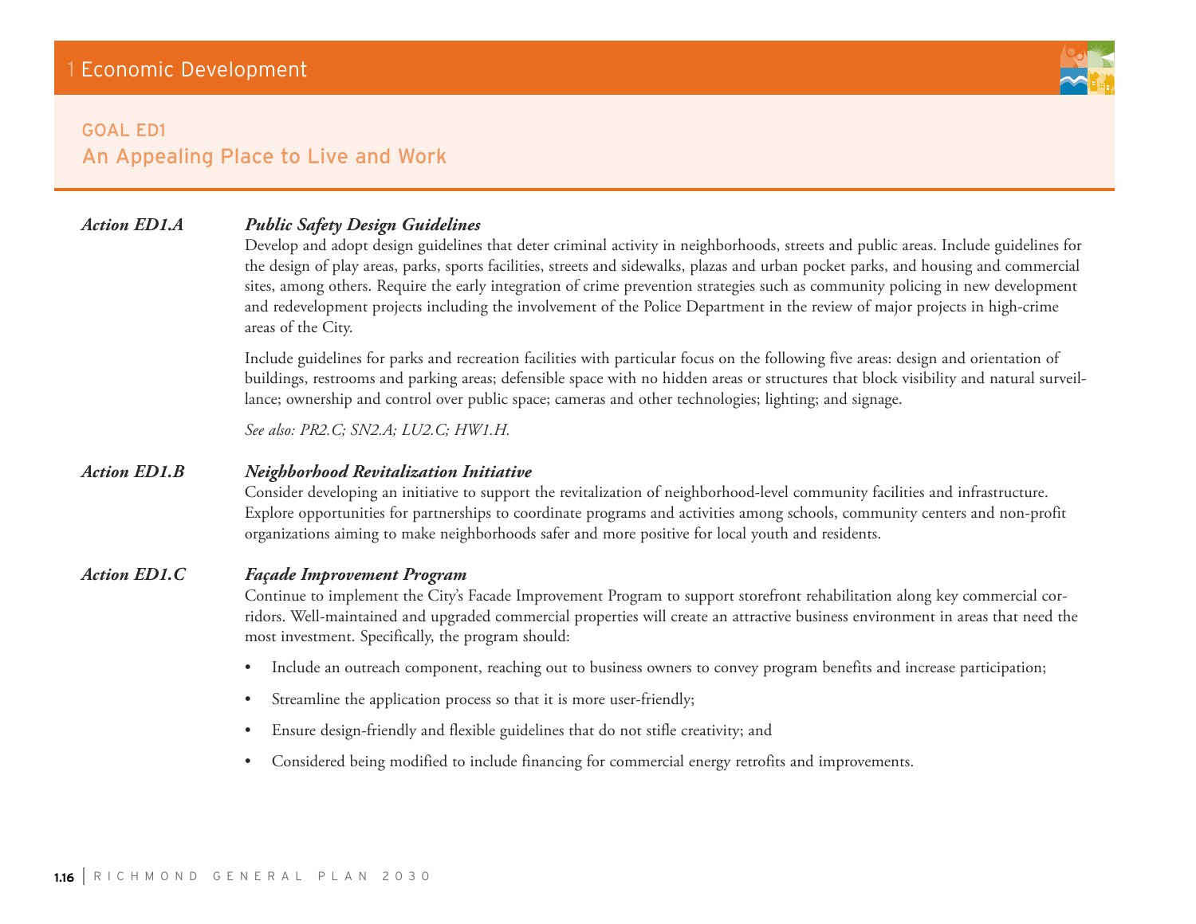# 1 Economic Development

## GOAL ED1
## An Appealing Place to Live and Work

**Action ED1.A** ***Public Safety Design Guidelines***

Develop and adopt design guidelines that deter criminal activity in neighborhoods, streets and public areas. Include guidelines for the design of play areas, parks, sports facilities, streets and sidewalks, plazas and urban pocket parks, and housing and commercial sites, among others. Require the early integration of crime prevention strategies such as community policing in new development and redevelopment projects including the involvement of the Police Department in the review of major projects in high-crime areas of the City.

Include guidelines for parks and recreation facilities with particular focus on the following five areas: design and orientation of buildings, restrooms and parking areas; defensible space with no hidden areas or structures that block visibility and natural surveillance; ownership and control over public space; cameras and other technologies; lighting; and signage.

*See also: PR2.C; SN2.A; LU2.C; HW1.H.*

**Action ED1.B** ***Neighborhood Revitalization Initiative***

Consider developing an initiative to support the revitalization of neighborhood-level community facilities and infrastructure. Explore opportunities for partnerships to coordinate programs and activities among schools, community centers and non-profit organizations aiming to make neighborhoods safer and more positive for local youth and residents.

**Action ED1.C** ***Façade Improvement Program***

Continue to implement the City's Facade Improvement Program to support storefront rehabilitation along key commercial corridors. Well-maintained and upgraded commercial properties will create an attractive business environment in areas that need the most investment. Specifically, the program should:

- Include an outreach component, reaching out to business owners to convey program benefits and increase participation;
- Streamline the application process so that it is more user-friendly;
- Ensure design-friendly and flexible guidelines that do not stifle creativity; and
- Considered being modified to include financing for commercial energy retrofits and improvements.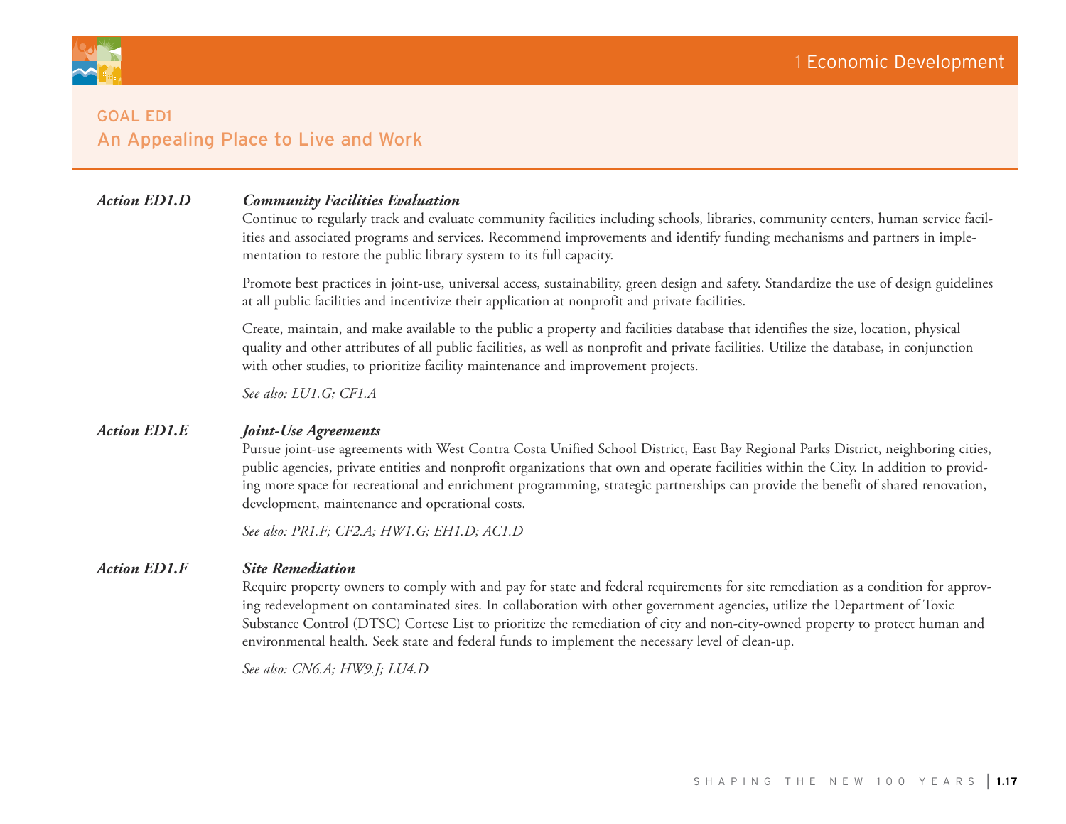## GOAL ED1
## An Appealing Place to Live and Work

### *Action ED1.D* — *Community Facilities Evaluation*

Continue to regularly track and evaluate community facilities including schools, libraries, community centers, human service facilities and associated programs and services. Recommend improvements and identify funding mechanisms and partners in implementation to restore the public library system to its full capacity.

Promote best practices in joint-use, universal access, sustainability, green design and safety. Standardize the use of design guidelines at all public facilities and incentivize their application at nonprofit and private facilities.

Create, maintain, and make available to the public a property and facilities database that identifies the size, location, physical quality and other attributes of all public facilities, as well as nonprofit and private facilities. Utilize the database, in conjunction with other studies, to prioritize facility maintenance and improvement projects.

*See also: LU1.G; CF1.A*

### *Action ED1.E* — *Joint-Use Agreements*

Pursue joint-use agreements with West Contra Costa Unified School District, East Bay Regional Parks District, neighboring cities, public agencies, private entities and nonprofit organizations that own and operate facilities within the City. In addition to providing more space for recreational and enrichment programming, strategic partnerships can provide the benefit of shared renovation, development, maintenance and operational costs.

*See also: PR1.F; CF2.A; HW1.G; EH1.D; AC1.D*

### *Action ED1.F* — *Site Remediation*

Require property owners to comply with and pay for state and federal requirements for site remediation as a condition for approving redevelopment on contaminated sites. In collaboration with other government agencies, utilize the Department of Toxic Substance Control (DTSC) Cortese List to prioritize the remediation of city and non-city-owned property to protect human and environmental health. Seek state and federal funds to implement the necessary level of clean-up.

*See also: CN6.A; HW9.J; LU4.D*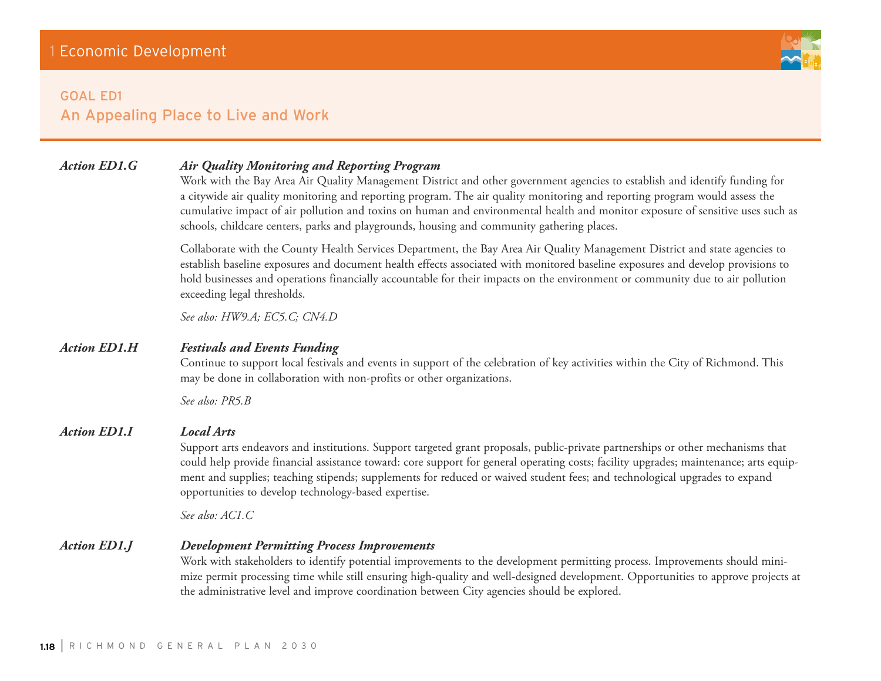## GOAL ED1
## An Appealing Place to Live and Work

***Action ED1.G*** ***Air Quality Monitoring and Reporting Program***

Work with the Bay Area Air Quality Management District and other government agencies to establish and identify funding for a citywide air quality monitoring and reporting program. The air quality monitoring and reporting program would assess the cumulative impact of air pollution and toxins on human and environmental health and monitor exposure of sensitive uses such as schools, childcare centers, parks and playgrounds, housing and community gathering places.

Collaborate with the County Health Services Department, the Bay Area Air Quality Management District and state agencies to establish baseline exposures and document health effects associated with monitored baseline exposures and develop provisions to hold businesses and operations financially accountable for their impacts on the environment or community due to air pollution exceeding legal thresholds.

*See also: HW9.A; EC5.C; CN4.D*

***Action ED1.H*** ***Festivals and Events Funding***

Continue to support local festivals and events in support of the celebration of key activities within the City of Richmond. This may be done in collaboration with non-profits or other organizations.

*See also: PR5.B*

***Action ED1.I*** ***Local Arts***

Support arts endeavors and institutions. Support targeted grant proposals, public-private partnerships or other mechanisms that could help provide financial assistance toward: core support for general operating costs; facility upgrades; maintenance; arts equipment and supplies; teaching stipends; supplements for reduced or waived student fees; and technological upgrades to expand opportunities to develop technology-based expertise.

*See also: AC1.C*

***Action ED1.J*** ***Development Permitting Process Improvements***

Work with stakeholders to identify potential improvements to the development permitting process. Improvements should minimize permit processing time while still ensuring high-quality and well-designed development. Opportunities to approve projects at the administrative level and improve coordination between City agencies should be explored.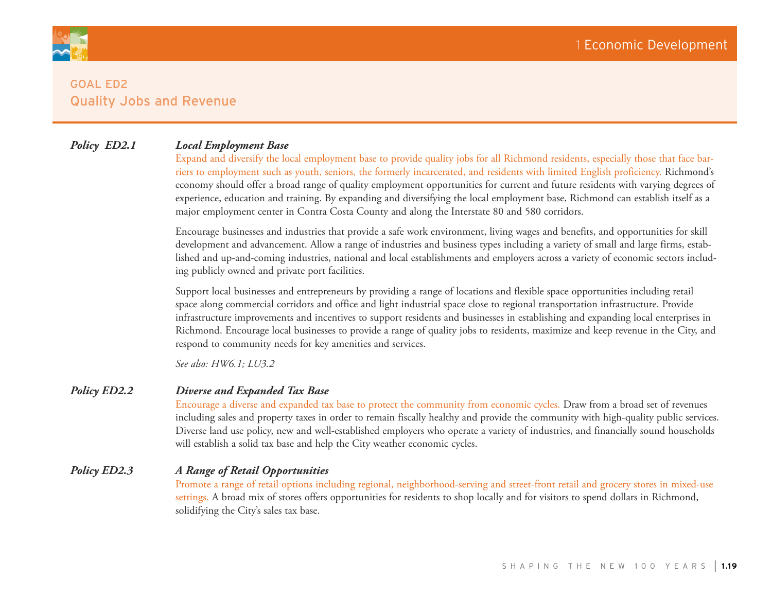## GOAL ED2
## Quality Jobs and Revenue

### Policy ED2.1 — *Local Employment Base*

Expand and diversify the local employment base to provide quality jobs for all Richmond residents, especially those that face barriers to employment such as youth, seniors, the formerly incarcerated, and residents with limited English proficiency. Richmond's economy should offer a broad range of quality employment opportunities for current and future residents with varying degrees of experience, education and training. By expanding and diversifying the local employment base, Richmond can establish itself as a major employment center in Contra Costa County and along the Interstate 80 and 580 corridors.

Encourage businesses and industries that provide a safe work environment, living wages and benefits, and opportunities for skill development and advancement. Allow a range of industries and business types including a variety of small and large firms, established and up-and-coming industries, national and local establishments and employers across a variety of economic sectors including publicly owned and private port facilities.

Support local businesses and entrepreneurs by providing a range of locations and flexible space opportunities including retail space along commercial corridors and office and light industrial space close to regional transportation infrastructure. Provide infrastructure improvements and incentives to support residents and businesses in establishing and expanding local enterprises in Richmond. Encourage local businesses to provide a range of quality jobs to residents, maximize and keep revenue in the City, and respond to community needs for key amenities and services.

*See also: HW6.1; LU3.2*

### Policy ED2.2 — *Diverse and Expanded Tax Base*

Encourage a diverse and expanded tax base to protect the community from economic cycles. Draw from a broad set of revenues including sales and property taxes in order to remain fiscally healthy and provide the community with high-quality public services. Diverse land use policy, new and well-established employers who operate a variety of industries, and financially sound households will establish a solid tax base and help the City weather economic cycles.

### Policy ED2.3 — *A Range of Retail Opportunities*

Promote a range of retail options including regional, neighborhood-serving and street-front retail and grocery stores in mixed-use settings. A broad mix of stores offers opportunities for residents to shop locally and for visitors to spend dollars in Richmond, solidifying the City's sales tax base.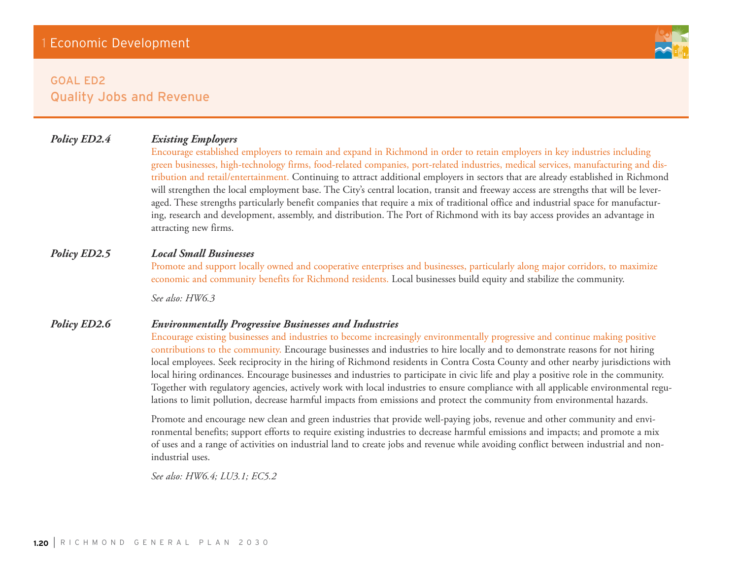## GOAL ED2
## Quality Jobs and Revenue

### Policy ED2.4 — *Existing Employers*

Encourage established employers to remain and expand in Richmond in order to retain employers in key industries including green businesses, high-technology firms, food-related companies, port-related industries, medical services, manufacturing and distribution and retail/entertainment. Continuing to attract additional employers in sectors that are already established in Richmond will strengthen the local employment base. The City's central location, transit and freeway access are strengths that will be leveraged. These strengths particularly benefit companies that require a mix of traditional office and industrial space for manufacturing, research and development, assembly, and distribution. The Port of Richmond with its bay access provides an advantage in attracting new firms.

### Policy ED2.5 — *Local Small Businesses*

Promote and support locally owned and cooperative enterprises and businesses, particularly along major corridors, to maximize economic and community benefits for Richmond residents. Local businesses build equity and stabilize the community.

*See also: HW6.3*

### Policy ED2.6 — *Environmentally Progressive Businesses and Industries*

Encourage existing businesses and industries to become increasingly environmentally progressive and continue making positive contributions to the community. Encourage businesses and industries to hire locally and to demonstrate reasons for not hiring local employees. Seek reciprocity in the hiring of Richmond residents in Contra Costa County and other nearby jurisdictions with local hiring ordinances. Encourage businesses and industries to participate in civic life and play a positive role in the community. Together with regulatory agencies, actively work with local industries to ensure compliance with all applicable environmental regulations to limit pollution, decrease harmful impacts from emissions and protect the community from environmental hazards.

Promote and encourage new clean and green industries that provide well-paying jobs, revenue and other community and environmental benefits; support efforts to require existing industries to decrease harmful emissions and impacts; and promote a mix of uses and a range of activities on industrial land to create jobs and revenue while avoiding conflict between industrial and non-industrial uses.

*See also: HW6.4; LU3.1; EC5.2*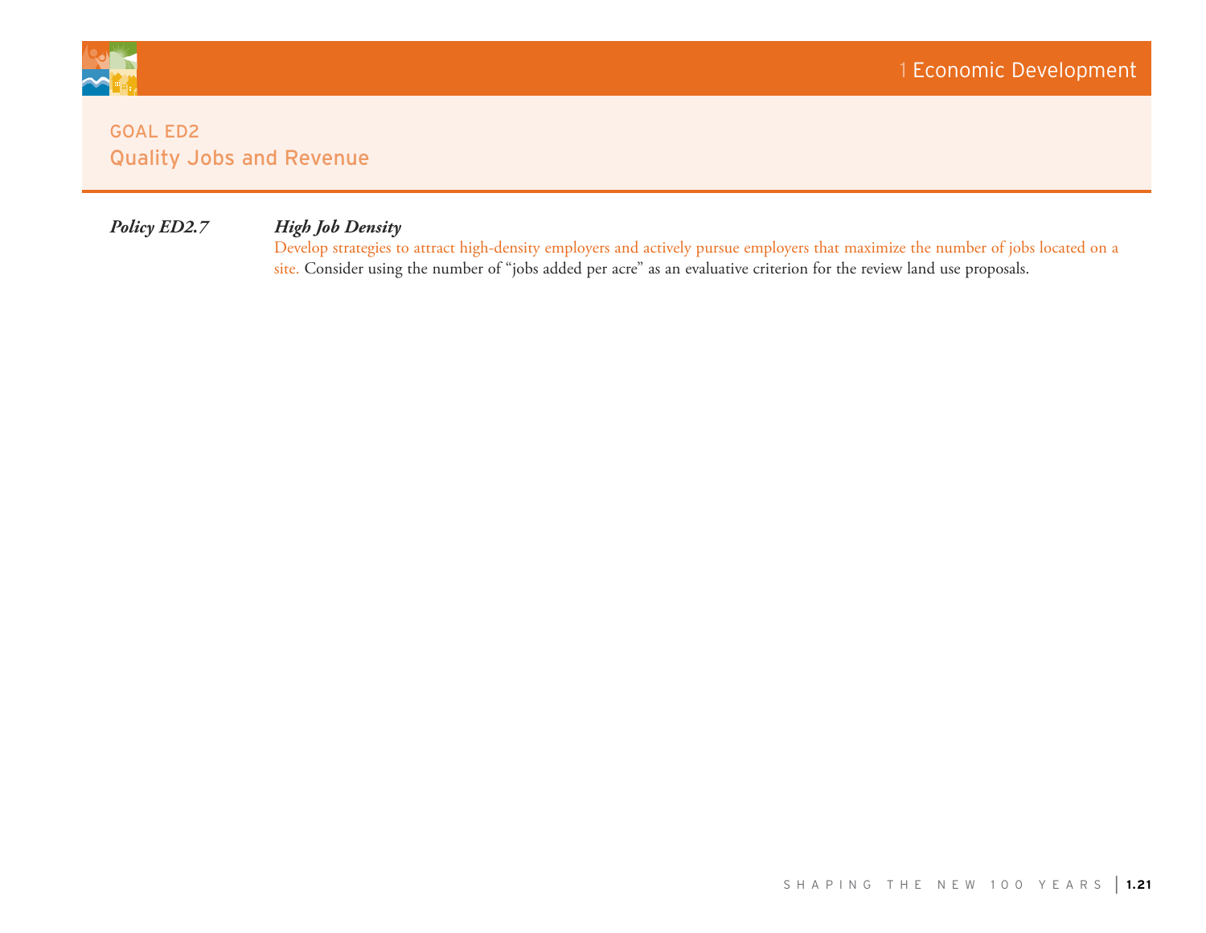## GOAL ED2

## Quality Jobs and Revenue

***Policy ED2.7*** ***High Job Density***

Develop strategies to attract high-density employers and actively pursue employers that maximize the number of jobs located on a site. Consider using the number of "jobs added per acre" as an evaluative criterion for the review land use proposals.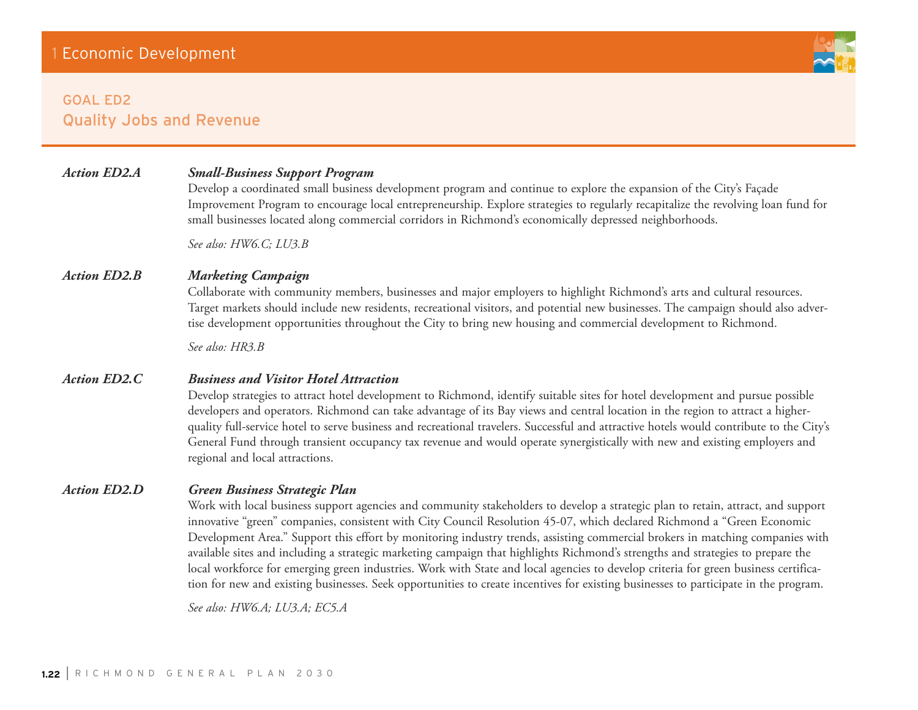# 1 Economic Development

## GOAL ED2
## Quality Jobs and Revenue

***Action ED2.A*** ***Small-Business Support Program***

Develop a coordinated small business development program and continue to explore the expansion of the City's Façade Improvement Program to encourage local entrepreneurship. Explore strategies to regularly recapitalize the revolving loan fund for small businesses located along commercial corridors in Richmond's economically depressed neighborhoods.

*See also: HW6.C; LU3.B*

***Action ED2.B*** ***Marketing Campaign***

Collaborate with community members, businesses and major employers to highlight Richmond's arts and cultural resources. Target markets should include new residents, recreational visitors, and potential new businesses. The campaign should also advertise development opportunities throughout the City to bring new housing and commercial development to Richmond.

*See also: HR3.B*

***Action ED2.C*** ***Business and Visitor Hotel Attraction***

Develop strategies to attract hotel development to Richmond, identify suitable sites for hotel development and pursue possible developers and operators. Richmond can take advantage of its Bay views and central location in the region to attract a higher-quality full-service hotel to serve business and recreational travelers. Successful and attractive hotels would contribute to the City's General Fund through transient occupancy tax revenue and would operate synergistically with new and existing employers and regional and local attractions.

***Action ED2.D*** ***Green Business Strategic Plan***

Work with local business support agencies and community stakeholders to develop a strategic plan to retain, attract, and support innovative "green" companies, consistent with City Council Resolution 45-07, which declared Richmond a "Green Economic Development Area." Support this effort by monitoring industry trends, assisting commercial brokers in matching companies with available sites and including a strategic marketing campaign that highlights Richmond's strengths and strategies to prepare the local workforce for emerging green industries. Work with State and local agencies to develop criteria for green business certification for new and existing businesses. Seek opportunities to create incentives for existing businesses to participate in the program.

*See also: HW6.A; LU3.A; EC5.A*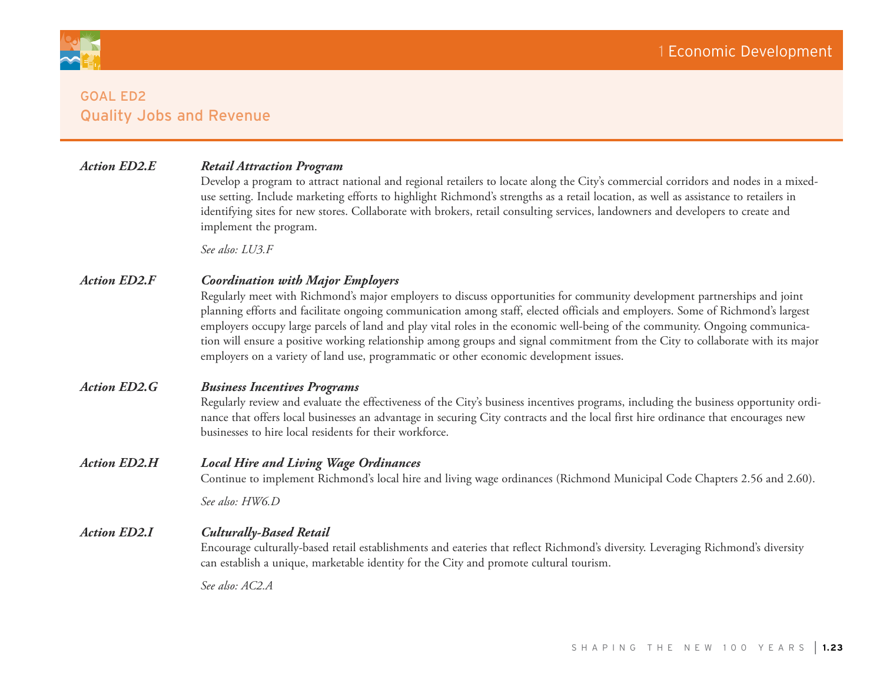## GOAL ED2
## Quality Jobs and Revenue

***Action ED2.E*** ***Retail Attraction Program***

Develop a program to attract national and regional retailers to locate along the City's commercial corridors and nodes in a mixed-use setting. Include marketing efforts to highlight Richmond's strengths as a retail location, as well as assistance to retailers in identifying sites for new stores. Collaborate with brokers, retail consulting services, landowners and developers to create and implement the program.

*See also: LU3.F*

***Action ED2.F*** ***Coordination with Major Employers***

Regularly meet with Richmond's major employers to discuss opportunities for community development partnerships and joint planning efforts and facilitate ongoing communication among staff, elected officials and employers. Some of Richmond's largest employers occupy large parcels of land and play vital roles in the economic well-being of the community. Ongoing communication will ensure a positive working relationship among groups and signal commitment from the City to collaborate with its major employers on a variety of land use, programmatic or other economic development issues.

***Action ED2.G*** ***Business Incentives Programs***

Regularly review and evaluate the effectiveness of the City's business incentives programs, including the business opportunity ordinance that offers local businesses an advantage in securing City contracts and the local first hire ordinance that encourages new businesses to hire local residents for their workforce.

***Action ED2.H*** ***Local Hire and Living Wage Ordinances***

Continue to implement Richmond's local hire and living wage ordinances (Richmond Municipal Code Chapters 2.56 and 2.60).

*See also: HW6.D*

***Action ED2.I*** ***Culturally-Based Retail***

Encourage culturally-based retail establishments and eateries that reflect Richmond's diversity. Leveraging Richmond's diversity can establish a unique, marketable identity for the City and promote cultural tourism.

*See also: AC2.A*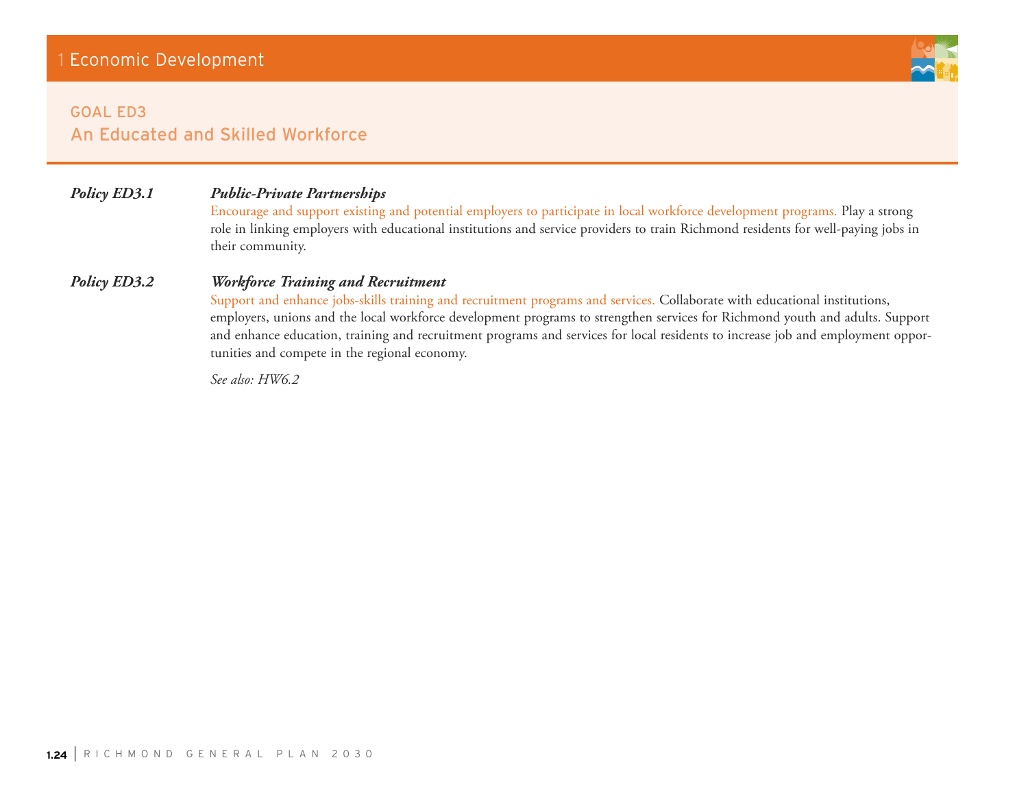# 1 Economic Development

## GOAL ED3
## An Educated and Skilled Workforce

***Policy ED3.1*** ***Public-Private Partnerships***

Encourage and support existing and potential employers to participate in local workforce development programs. Play a strong role in linking employers with educational institutions and service providers to train Richmond residents for well-paying jobs in their community.

***Policy ED3.2*** ***Workforce Training and Recruitment***

Support and enhance jobs-skills training and recruitment programs and services. Collaborate with educational institutions, employers, unions and the local workforce development programs to strengthen services for Richmond youth and adults. Support and enhance education, training and recruitment programs and services for local residents to increase job and employment opportunities and compete in the regional economy.

*See also: HW6.2*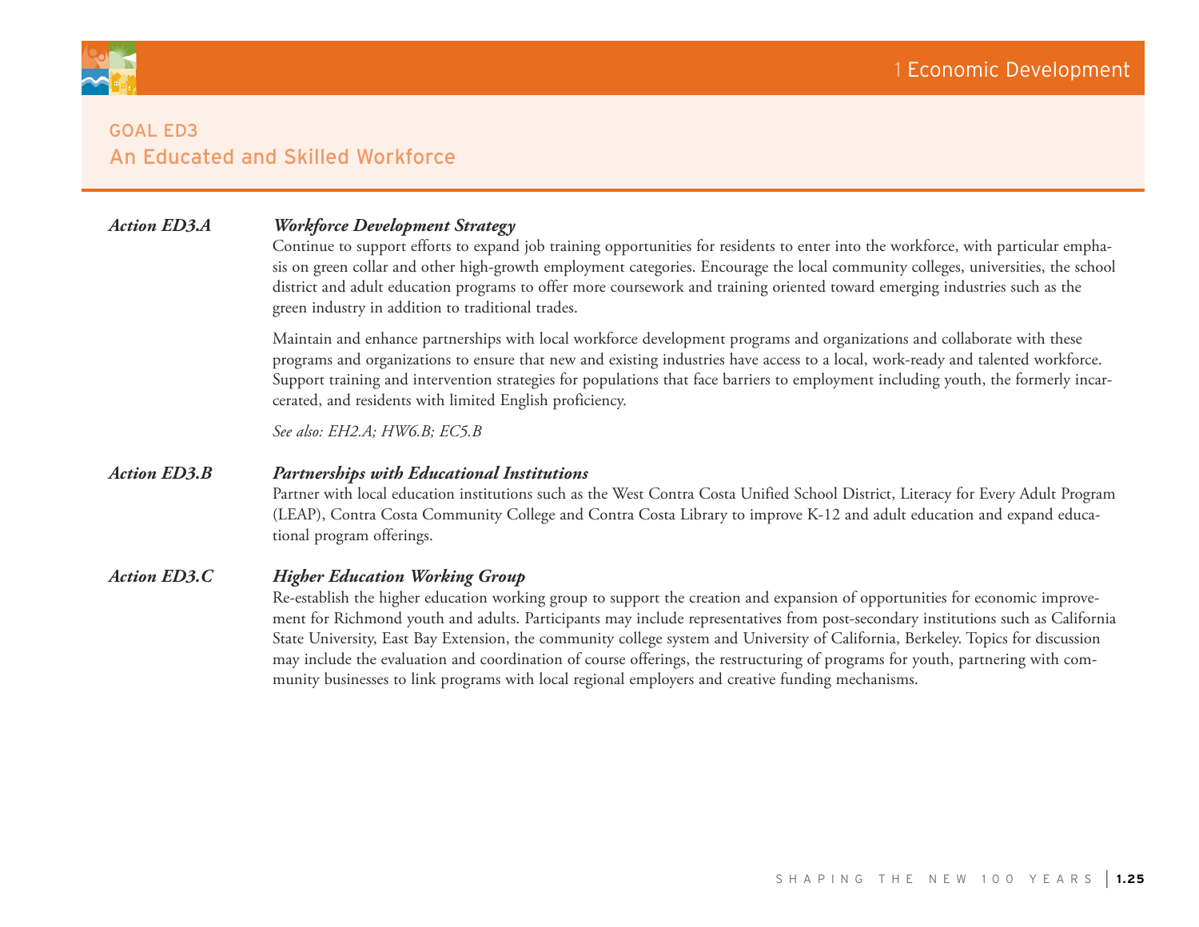## GOAL ED3
## An Educated and Skilled Workforce

***Action ED3.A*** ***Workforce Development Strategy***

Continue to support efforts to expand job training opportunities for residents to enter into the workforce, with particular emphasis on green collar and other high-growth employment categories. Encourage the local community colleges, universities, the school district and adult education programs to offer more coursework and training oriented toward emerging industries such as the green industry in addition to traditional trades.

Maintain and enhance partnerships with local workforce development programs and organizations and collaborate with these programs and organizations to ensure that new and existing industries have access to a local, work-ready and talented workforce. Support training and intervention strategies for populations that face barriers to employment including youth, the formerly incarcerated, and residents with limited English proficiency.

*See also: EH2.A; HW6.B; EC5.B*

***Action ED3.B*** ***Partnerships with Educational Institutions***

Partner with local education institutions such as the West Contra Costa Unified School District, Literacy for Every Adult Program (LEAP), Contra Costa Community College and Contra Costa Library to improve K-12 and adult education and expand educational program offerings.

***Action ED3.C*** ***Higher Education Working Group***

Re-establish the higher education working group to support the creation and expansion of opportunities for economic improvement for Richmond youth and adults. Participants may include representatives from post-secondary institutions such as California State University, East Bay Extension, the community college system and University of California, Berkeley. Topics for discussion may include the evaluation and coordination of course offerings, the restructuring of programs for youth, partnering with community businesses to link programs with local regional employers and creative funding mechanisms.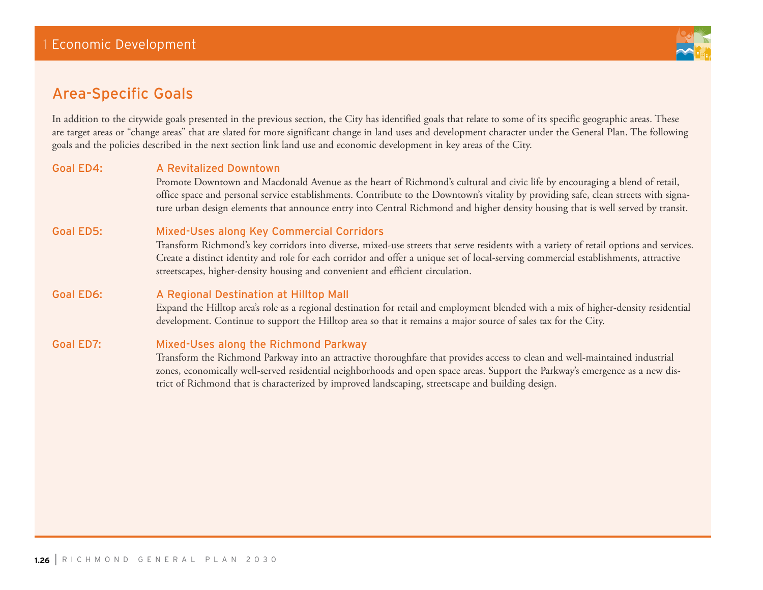## Area-Specific Goals

In addition to the citywide goals presented in the previous section, the City has identified goals that relate to some of its specific geographic areas. These are target areas or "change areas" that are slated for more significant change in land uses and development character under the General Plan. The following goals and the policies described in the next section link land use and economic development in key areas of the City.

### Goal ED4: A Revitalized Downtown

Promote Downtown and Macdonald Avenue as the heart of Richmond's cultural and civic life by encouraging a blend of retail, office space and personal service establishments. Contribute to the Downtown's vitality by providing safe, clean streets with signature urban design elements that announce entry into Central Richmond and higher density housing that is well served by transit.

### Goal ED5: Mixed-Uses along Key Commercial Corridors

Transform Richmond's key corridors into diverse, mixed-use streets that serve residents with a variety of retail options and services. Create a distinct identity and role for each corridor and offer a unique set of local-serving commercial establishments, attractive streetscapes, higher-density housing and convenient and efficient circulation.

### Goal ED6: A Regional Destination at Hilltop Mall

Expand the Hilltop area's role as a regional destination for retail and employment blended with a mix of higher-density residential development. Continue to support the Hilltop area so that it remains a major source of sales tax for the City.

### Goal ED7: Mixed-Uses along the Richmond Parkway

Transform the Richmond Parkway into an attractive thoroughfare that provides access to clean and well-maintained industrial zones, economically well-served residential neighborhoods and open space areas. Support the Parkway's emergence as a new district of Richmond that is characterized by improved landscaping, streetscape and building design.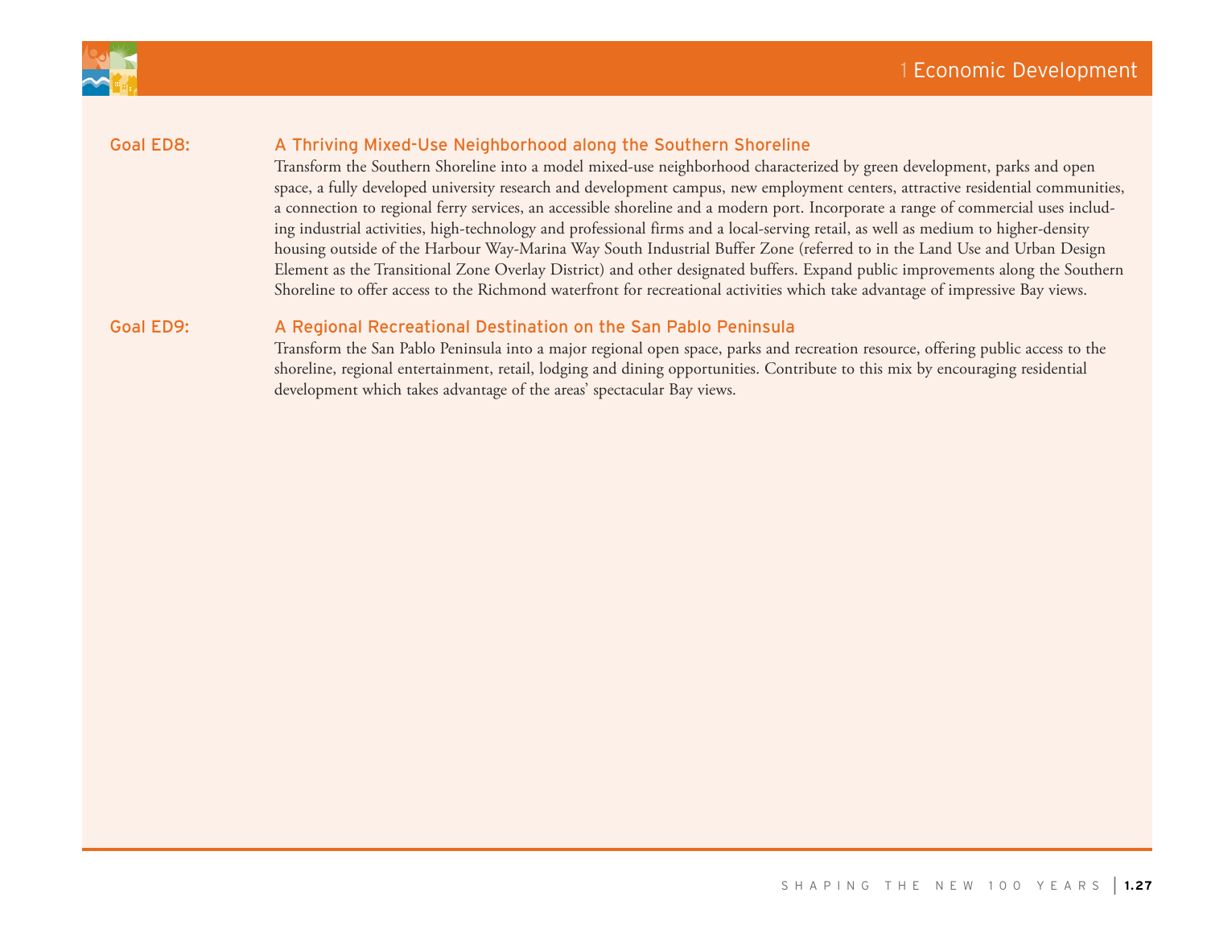## Goal ED8: A Thriving Mixed-Use Neighborhood along the Southern Shoreline

Transform the Southern Shoreline into a model mixed-use neighborhood characterized by green development, parks and open space, a fully developed university research and development campus, new employment centers, attractive residential communities, a connection to regional ferry services, an accessible shoreline and a modern port. Incorporate a range of commercial uses including industrial activities, high-technology and professional firms and a local-serving retail, as well as medium to higher-density housing outside of the Harbour Way-Marina Way South Industrial Buffer Zone (referred to in the Land Use and Urban Design Element as the Transitional Zone Overlay District) and other designated buffers. Expand public improvements along the Southern Shoreline to offer access to the Richmond waterfront for recreational activities which take advantage of impressive Bay views.

## Goal ED9: A Regional Recreational Destination on the San Pablo Peninsula

Transform the San Pablo Peninsula into a major regional open space, parks and recreation resource, offering public access to the shoreline, regional entertainment, retail, lodging and dining opportunities. Contribute to this mix by encouraging residential development which takes advantage of the areas' spectacular Bay views.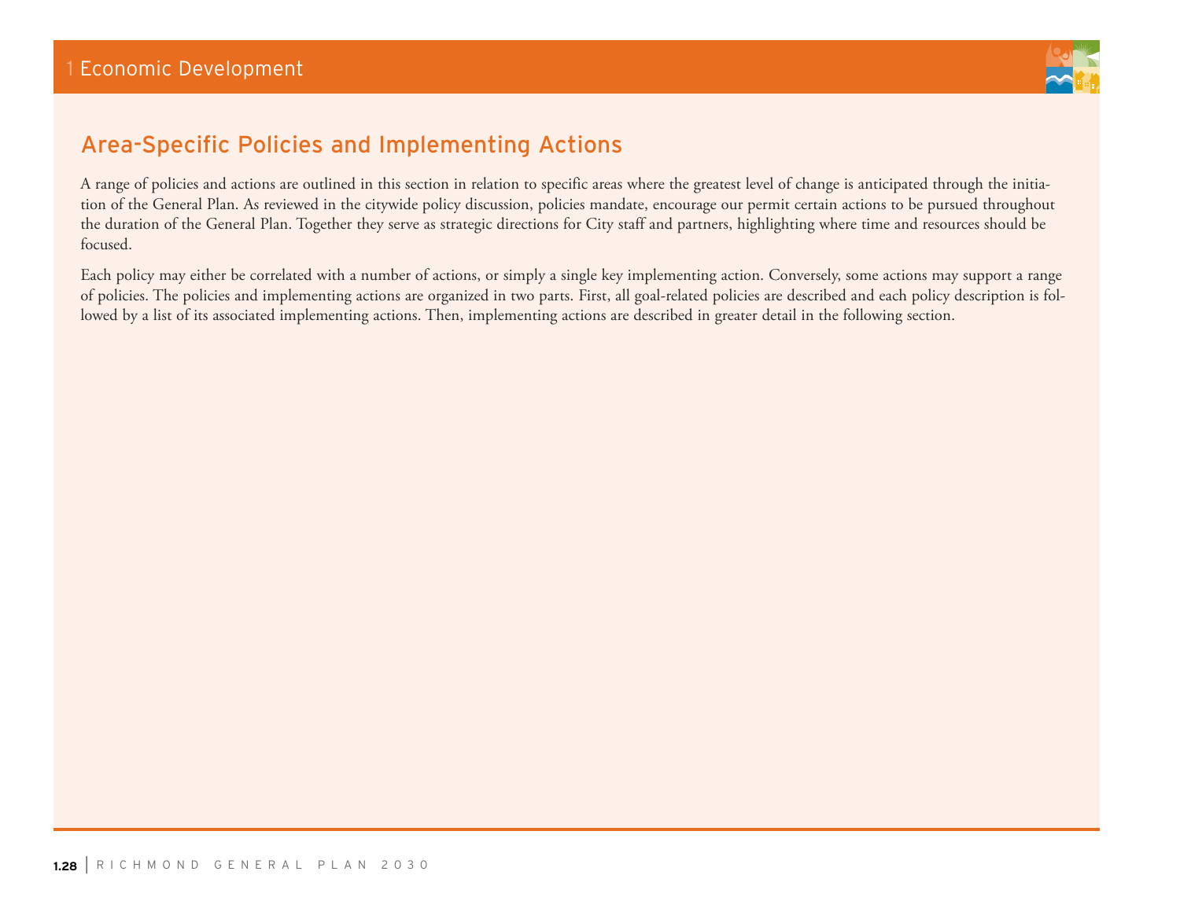## Area-Specific Policies and Implementing Actions

A range of policies and actions are outlined in this section in relation to specific areas where the greatest level of change is anticipated through the initiation of the General Plan. As reviewed in the citywide policy discussion, policies mandate, encourage our permit certain actions to be pursued throughout the duration of the General Plan. Together they serve as strategic directions for City staff and partners, highlighting where time and resources should be focused.

Each policy may either be correlated with a number of actions, or simply a single key implementing action. Conversely, some actions may support a range of policies. The policies and implementing actions are organized in two parts. First, all goal-related policies are described and each policy description is followed by a list of its associated implementing actions. Then, implementing actions are described in greater detail in the following section.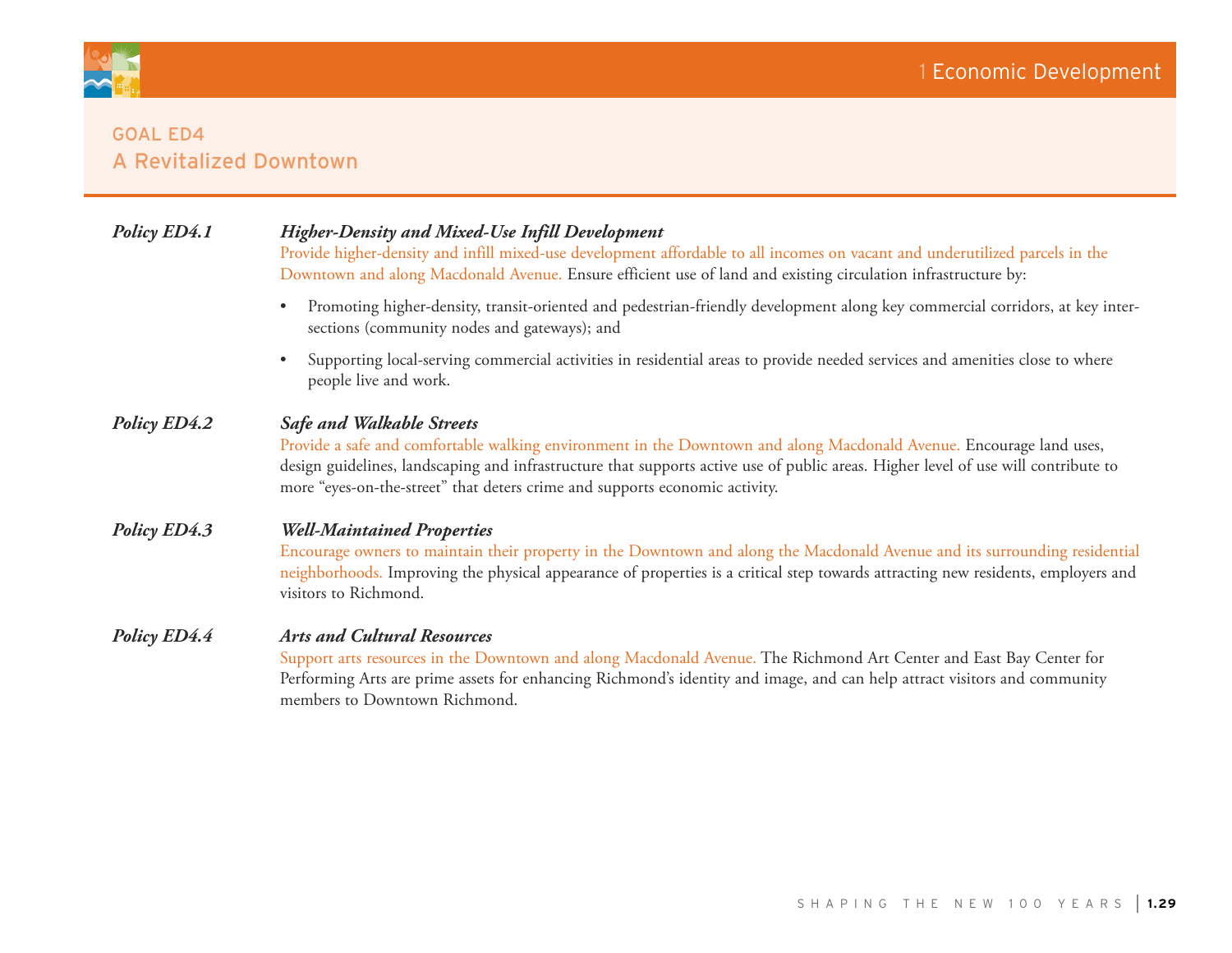## GOAL ED4
## A Revitalized Downtown

**Policy ED4.1** ***Higher-Density and Mixed-Use Infill Development***

Provide higher-density and infill mixed-use development affordable to all incomes on vacant and underutilized parcels in the Downtown and along Macdonald Avenue. Ensure efficient use of land and existing circulation infrastructure by:

- Promoting higher-density, transit-oriented and pedestrian-friendly development along key commercial corridors, at key intersections (community nodes and gateways); and
- Supporting local-serving commercial activities in residential areas to provide needed services and amenities close to where people live and work.

**Policy ED4.2** ***Safe and Walkable Streets***

Provide a safe and comfortable walking environment in the Downtown and along Macdonald Avenue. Encourage land uses, design guidelines, landscaping and infrastructure that supports active use of public areas. Higher level of use will contribute to more "eyes-on-the-street" that deters crime and supports economic activity.

**Policy ED4.3** ***Well-Maintained Properties***

Encourage owners to maintain their property in the Downtown and along the Macdonald Avenue and its surrounding residential neighborhoods. Improving the physical appearance of properties is a critical step towards attracting new residents, employers and visitors to Richmond.

**Policy ED4.4** ***Arts and Cultural Resources***

Support arts resources in the Downtown and along Macdonald Avenue. The Richmond Art Center and East Bay Center for Performing Arts are prime assets for enhancing Richmond's identity and image, and can help attract visitors and community members to Downtown Richmond.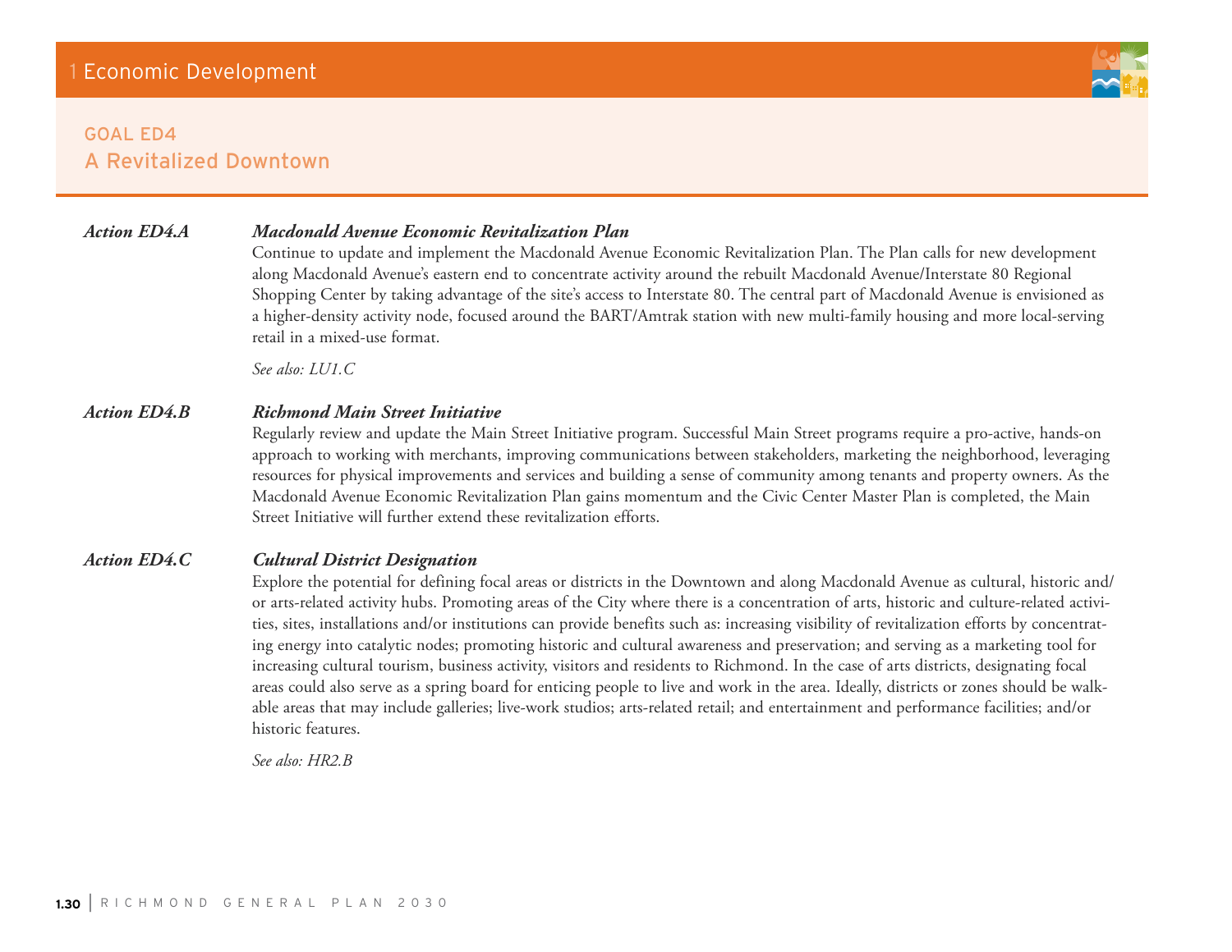## GOAL ED4
## A Revitalized Downtown

***Action ED4.A*** ***Macdonald Avenue Economic Revitalization Plan***

Continue to update and implement the Macdonald Avenue Economic Revitalization Plan. The Plan calls for new development along Macdonald Avenue's eastern end to concentrate activity around the rebuilt Macdonald Avenue/Interstate 80 Regional Shopping Center by taking advantage of the site's access to Interstate 80. The central part of Macdonald Avenue is envisioned as a higher-density activity node, focused around the BART/Amtrak station with new multi-family housing and more local-serving retail in a mixed-use format.

*See also: LU1.C*

***Action ED4.B*** ***Richmond Main Street Initiative***

Regularly review and update the Main Street Initiative program. Successful Main Street programs require a pro-active, hands-on approach to working with merchants, improving communications between stakeholders, marketing the neighborhood, leveraging resources for physical improvements and services and building a sense of community among tenants and property owners. As the Macdonald Avenue Economic Revitalization Plan gains momentum and the Civic Center Master Plan is completed, the Main Street Initiative will further extend these revitalization efforts.

***Action ED4.C*** ***Cultural District Designation***

Explore the potential for defining focal areas or districts in the Downtown and along Macdonald Avenue as cultural, historic and/or arts-related activity hubs. Promoting areas of the City where there is a concentration of arts, historic and culture-related activities, sites, installations and/or institutions can provide benefits such as: increasing visibility of revitalization efforts by concentrating energy into catalytic nodes; promoting historic and cultural awareness and preservation; and serving as a marketing tool for increasing cultural tourism, business activity, visitors and residents to Richmond. In the case of arts districts, designating focal areas could also serve as a spring board for enticing people to live and work in the area. Ideally, districts or zones should be walkable areas that may include galleries; live-work studios; arts-related retail; and entertainment and performance facilities; and/or historic features.

*See also: HR2.B*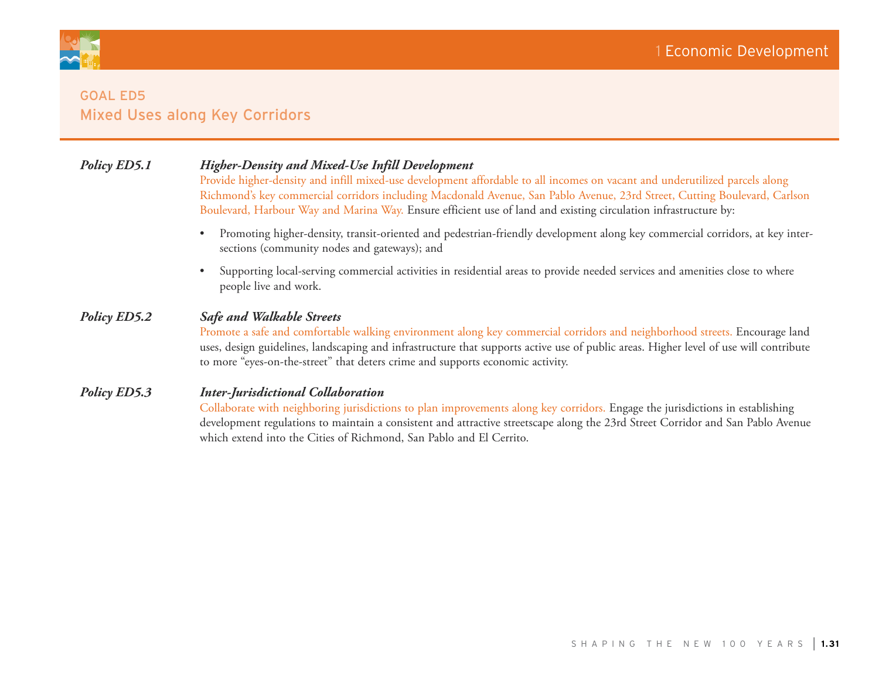## GOAL ED5
## Mixed Uses along Key Corridors

***Policy ED5.1*** ***Higher-Density and Mixed-Use Infill Development***

Provide higher-density and infill mixed-use development affordable to all incomes on vacant and underutilized parcels along Richmond's key commercial corridors including Macdonald Avenue, San Pablo Avenue, 23rd Street, Cutting Boulevard, Carlson Boulevard, Harbour Way and Marina Way. Ensure efficient use of land and existing circulation infrastructure by:

- Promoting higher-density, transit-oriented and pedestrian-friendly development along key commercial corridors, at key intersections (community nodes and gateways); and
- Supporting local-serving commercial activities in residential areas to provide needed services and amenities close to where people live and work.

***Policy ED5.2*** ***Safe and Walkable Streets***

Promote a safe and comfortable walking environment along key commercial corridors and neighborhood streets. Encourage land uses, design guidelines, landscaping and infrastructure that supports active use of public areas. Higher level of use will contribute to more "eyes-on-the-street" that deters crime and supports economic activity.

***Policy ED5.3*** ***Inter-Jurisdictional Collaboration***

Collaborate with neighboring jurisdictions to plan improvements along key corridors. Engage the jurisdictions in establishing development regulations to maintain a consistent and attractive streetscape along the 23rd Street Corridor and San Pablo Avenue which extend into the Cities of Richmond, San Pablo and El Cerrito.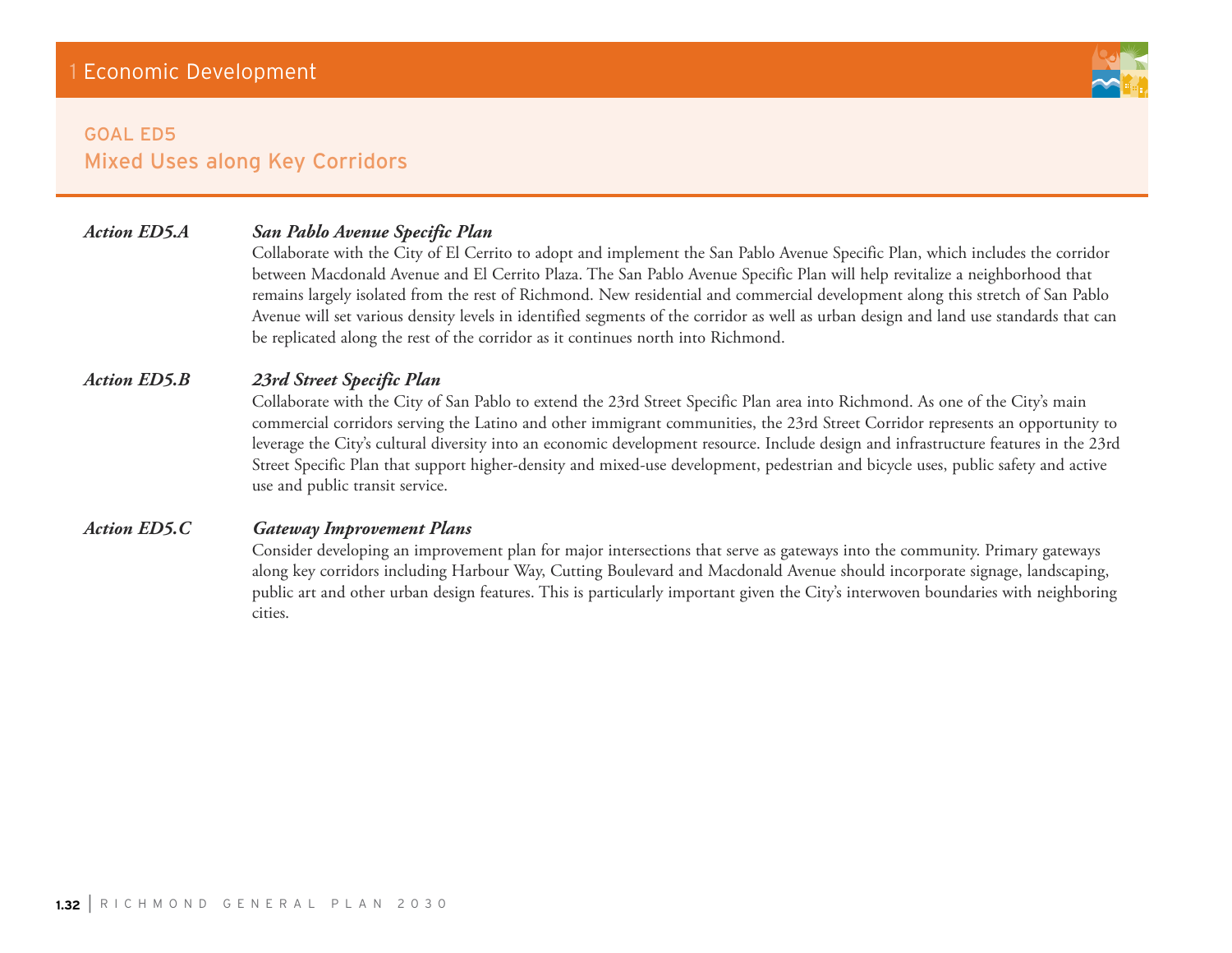## GOAL ED5
## Mixed Uses along Key Corridors

***Action ED5.A*** ***San Pablo Avenue Specific Plan***

Collaborate with the City of El Cerrito to adopt and implement the San Pablo Avenue Specific Plan, which includes the corridor between Macdonald Avenue and El Cerrito Plaza. The San Pablo Avenue Specific Plan will help revitalize a neighborhood that remains largely isolated from the rest of Richmond. New residential and commercial development along this stretch of San Pablo Avenue will set various density levels in identified segments of the corridor as well as urban design and land use standards that can be replicated along the rest of the corridor as it continues north into Richmond.

***Action ED5.B*** ***23rd Street Specific Plan***

Collaborate with the City of San Pablo to extend the 23rd Street Specific Plan area into Richmond. As one of the City's main commercial corridors serving the Latino and other immigrant communities, the 23rd Street Corridor represents an opportunity to leverage the City's cultural diversity into an economic development resource. Include design and infrastructure features in the 23rd Street Specific Plan that support higher-density and mixed-use development, pedestrian and bicycle uses, public safety and active use and public transit service.

***Action ED5.C*** ***Gateway Improvement Plans***

Consider developing an improvement plan for major intersections that serve as gateways into the community. Primary gateways along key corridors including Harbour Way, Cutting Boulevard and Macdonald Avenue should incorporate signage, landscaping, public art and other urban design features. This is particularly important given the City's interwoven boundaries with neighboring cities.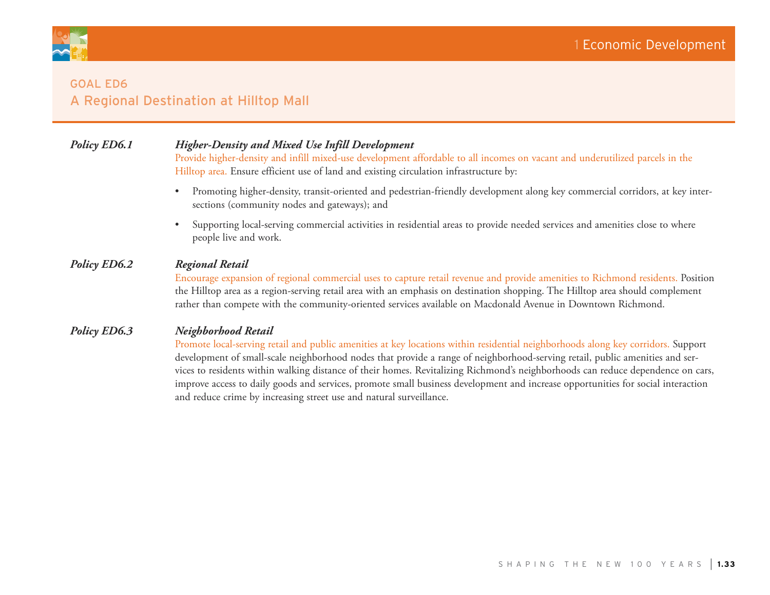## GOAL ED6
## A Regional Destination at Hilltop Mall

**Policy ED6.1** ***Higher-Density and Mixed Use Infill Development***

Provide higher-density and infill mixed-use development affordable to all incomes on vacant and underutilized parcels in the Hilltop area. Ensure efficient use of land and existing circulation infrastructure by:

- Promoting higher-density, transit-oriented and pedestrian-friendly development along key commercial corridors, at key intersections (community nodes and gateways); and
- Supporting local-serving commercial activities in residential areas to provide needed services and amenities close to where people live and work.

**Policy ED6.2** ***Regional Retail***

Encourage expansion of regional commercial uses to capture retail revenue and provide amenities to Richmond residents. Position the Hilltop area as a region-serving retail area with an emphasis on destination shopping. The Hilltop area should complement rather than compete with the community-oriented services available on Macdonald Avenue in Downtown Richmond.

**Policy ED6.3** ***Neighborhood Retail***

Promote local-serving retail and public amenities at key locations within residential neighborhoods along key corridors. Support development of small-scale neighborhood nodes that provide a range of neighborhood-serving retail, public amenities and services to residents within walking distance of their homes. Revitalizing Richmond's neighborhoods can reduce dependence on cars, improve access to daily goods and services, promote small business development and increase opportunities for social interaction and reduce crime by increasing street use and natural surveillance.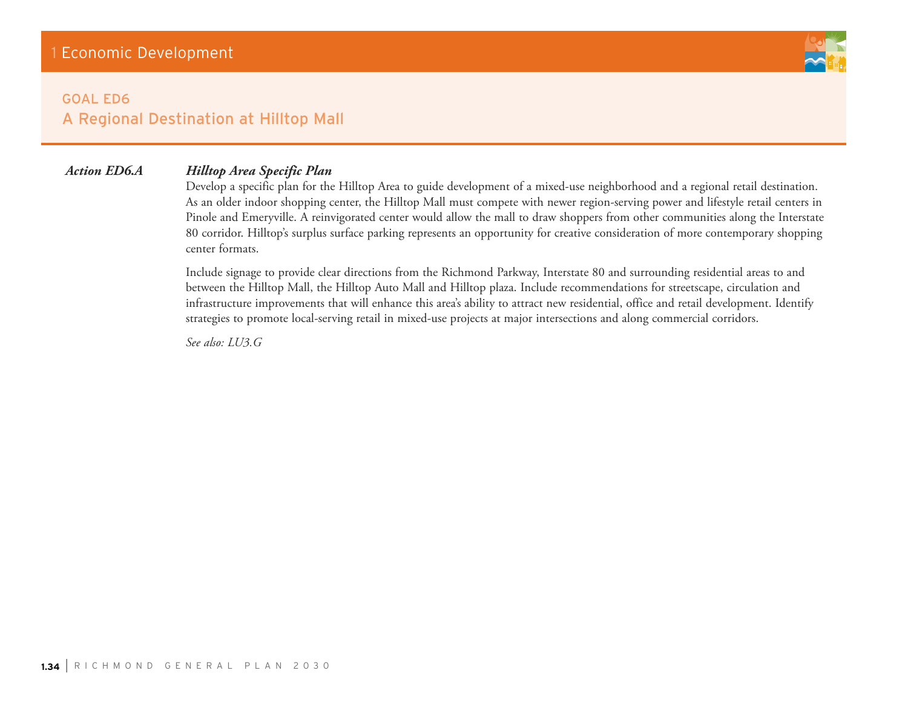## GOAL ED6
## A Regional Destination at Hilltop Mall

***Action ED6.A*** ***Hilltop Area Specific Plan***

Develop a specific plan for the Hilltop Area to guide development of a mixed-use neighborhood and a regional retail destination. As an older indoor shopping center, the Hilltop Mall must compete with newer region-serving power and lifestyle retail centers in Pinole and Emeryville. A reinvigorated center would allow the mall to draw shoppers from other communities along the Interstate 80 corridor. Hilltop's surplus surface parking represents an opportunity for creative consideration of more contemporary shopping center formats.

Include signage to provide clear directions from the Richmond Parkway, Interstate 80 and surrounding residential areas to and between the Hilltop Mall, the Hilltop Auto Mall and Hilltop plaza. Include recommendations for streetscape, circulation and infrastructure improvements that will enhance this area's ability to attract new residential, office and retail development. Identify strategies to promote local-serving retail in mixed-use projects at major intersections and along commercial corridors.

*See also: LU3.G*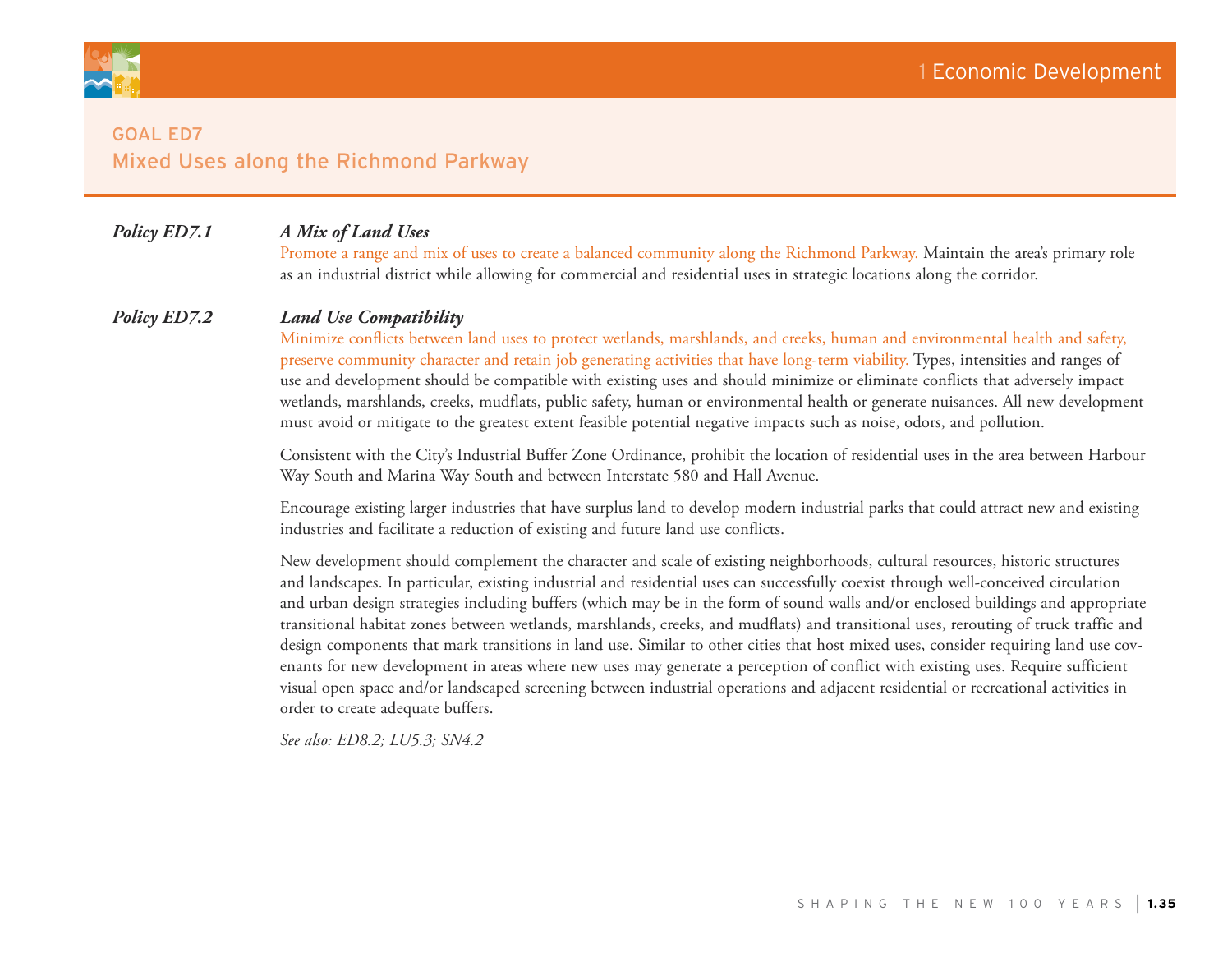## GOAL ED7
## Mixed Uses along the Richmond Parkway

***Policy ED7.1*** ***A Mix of Land Uses***

Promote a range and mix of uses to create a balanced community along the Richmond Parkway. Maintain the area's primary role as an industrial district while allowing for commercial and residential uses in strategic locations along the corridor.

***Policy ED7.2*** ***Land Use Compatibility***

Minimize conflicts between land uses to protect wetlands, marshlands, and creeks, human and environmental health and safety, preserve community character and retain job generating activities that have long-term viability. Types, intensities and ranges of use and development should be compatible with existing uses and should minimize or eliminate conflicts that adversely impact wetlands, marshlands, creeks, mudflats, public safety, human or environmental health or generate nuisances. All new development must avoid or mitigate to the greatest extent feasible potential negative impacts such as noise, odors, and pollution.

Consistent with the City's Industrial Buffer Zone Ordinance, prohibit the location of residential uses in the area between Harbour Way South and Marina Way South and between Interstate 580 and Hall Avenue.

Encourage existing larger industries that have surplus land to develop modern industrial parks that could attract new and existing industries and facilitate a reduction of existing and future land use conflicts.

New development should complement the character and scale of existing neighborhoods, cultural resources, historic structures and landscapes. In particular, existing industrial and residential uses can successfully coexist through well-conceived circulation and urban design strategies including buffers (which may be in the form of sound walls and/or enclosed buildings and appropriate transitional habitat zones between wetlands, marshlands, creeks, and mudflats) and transitional uses, rerouting of truck traffic and design components that mark transitions in land use. Similar to other cities that host mixed uses, consider requiring land use covenants for new development in areas where new uses may generate a perception of conflict with existing uses. Require sufficient visual open space and/or landscaped screening between industrial operations and adjacent residential or recreational activities in order to create adequate buffers.

*See also: ED8.2; LU5.3; SN4.2*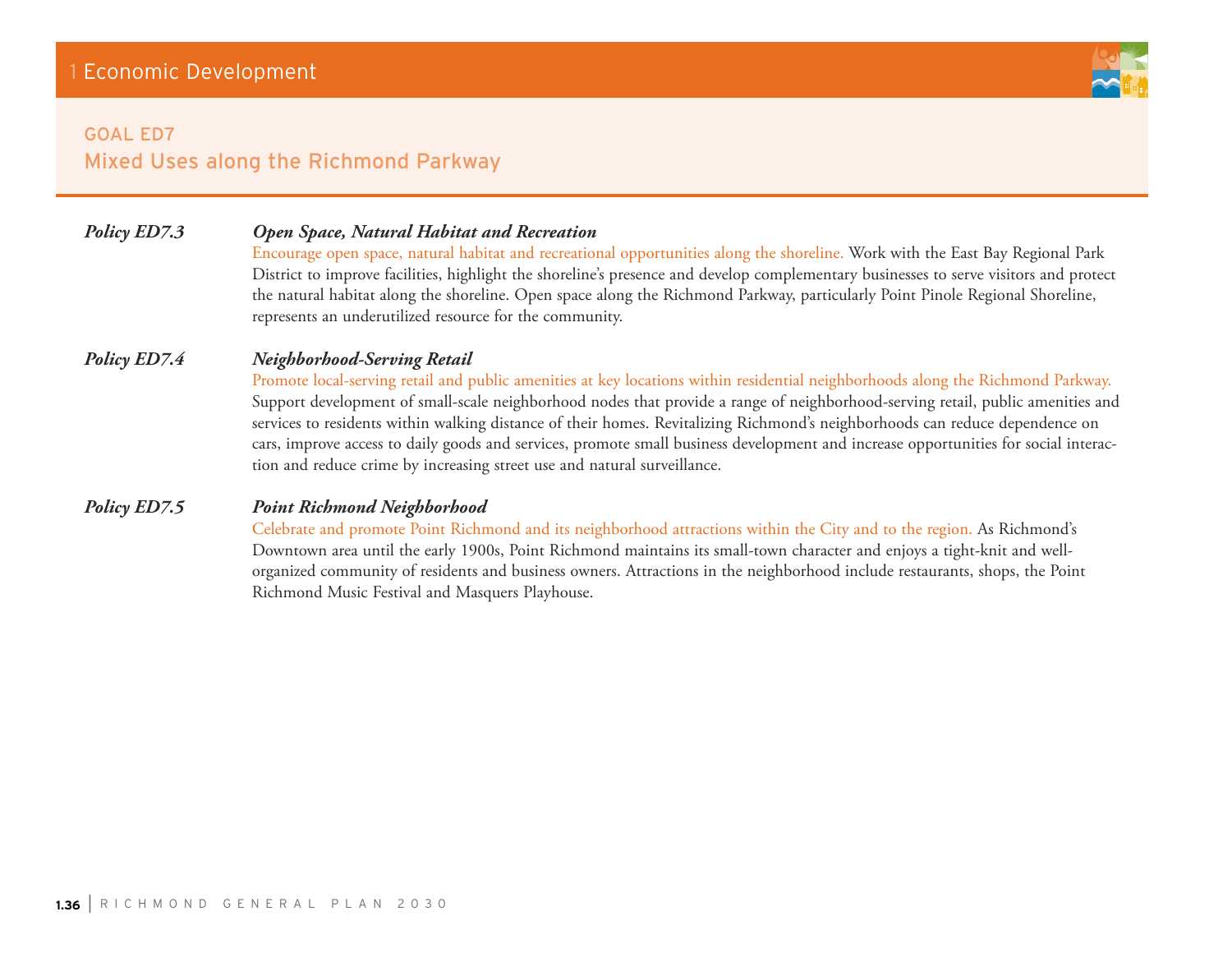## GOAL ED7
## Mixed Uses along the Richmond Parkway

**_Policy ED7.3_** ***Open Space, Natural Habitat and Recreation***

Encourage open space, natural habitat and recreational opportunities along the shoreline. Work with the East Bay Regional Park District to improve facilities, highlight the shoreline's presence and develop complementary businesses to serve visitors and protect the natural habitat along the shoreline. Open space along the Richmond Parkway, particularly Point Pinole Regional Shoreline, represents an underutilized resource for the community.

**_Policy ED7.4_** ***Neighborhood-Serving Retail***

Promote local-serving retail and public amenities at key locations within residential neighborhoods along the Richmond Parkway. Support development of small-scale neighborhood nodes that provide a range of neighborhood-serving retail, public amenities and services to residents within walking distance of their homes. Revitalizing Richmond's neighborhoods can reduce dependence on cars, improve access to daily goods and services, promote small business development and increase opportunities for social interaction and reduce crime by increasing street use and natural surveillance.

**_Policy ED7.5_** ***Point Richmond Neighborhood***

Celebrate and promote Point Richmond and its neighborhood attractions within the City and to the region. As Richmond's Downtown area until the early 1900s, Point Richmond maintains its small-town character and enjoys a tight-knit and well-organized community of residents and business owners. Attractions in the neighborhood include restaurants, shops, the Point Richmond Music Festival and Masquers Playhouse.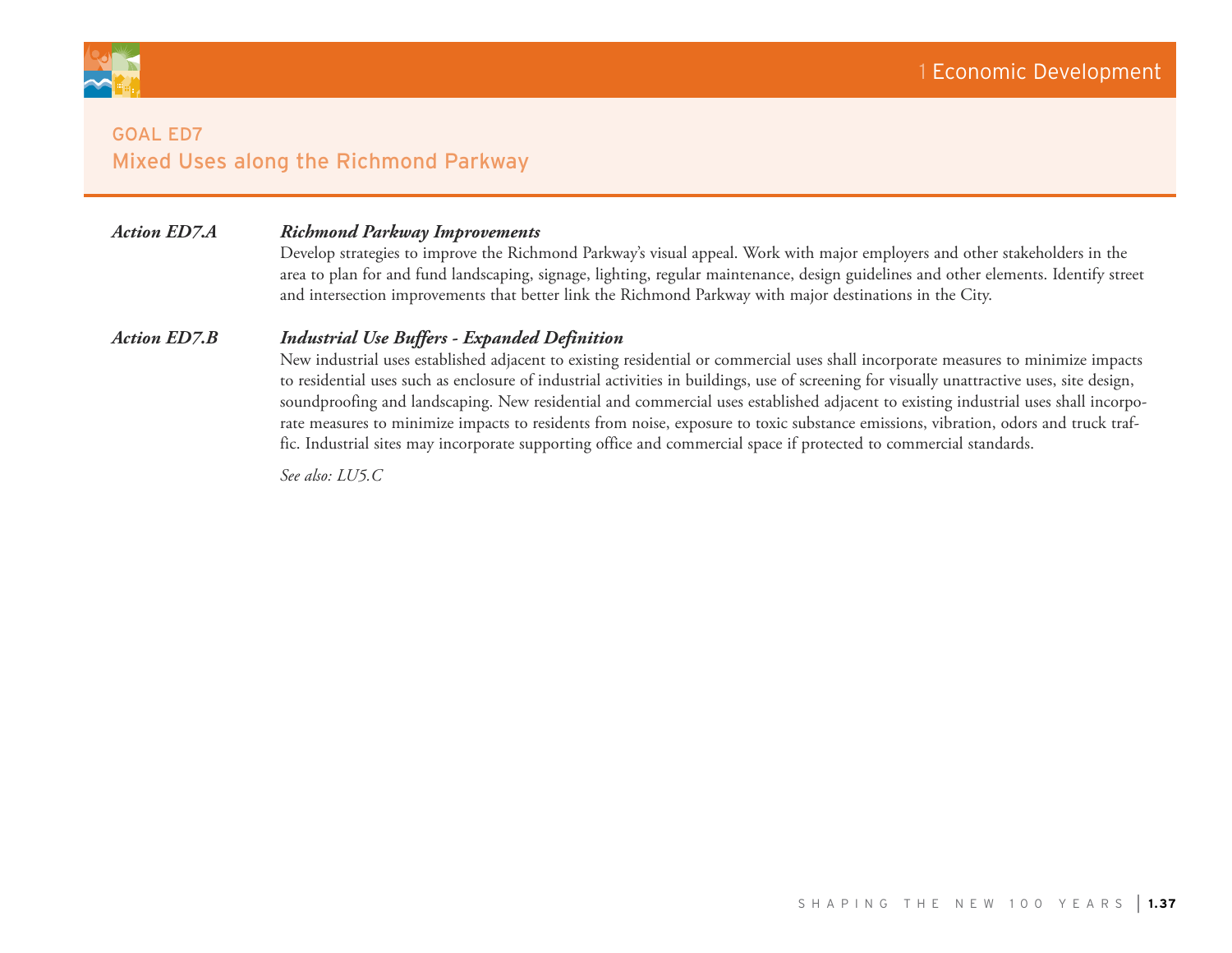## GOAL ED7
## Mixed Uses along the Richmond Parkway

***Action ED7.A*** ***Richmond Parkway Improvements***

Develop strategies to improve the Richmond Parkway's visual appeal. Work with major employers and other stakeholders in the area to plan for and fund landscaping, signage, lighting, regular maintenance, design guidelines and other elements. Identify street and intersection improvements that better link the Richmond Parkway with major destinations in the City.

***Action ED7.B*** ***Industrial Use Buffers - Expanded Definition***

New industrial uses established adjacent to existing residential or commercial uses shall incorporate measures to minimize impacts to residential uses such as enclosure of industrial activities in buildings, use of screening for visually unattractive uses, site design, soundproofing and landscaping. New residential and commercial uses established adjacent to existing industrial uses shall incorporate measures to minimize impacts to residents from noise, exposure to toxic substance emissions, vibration, odors and truck traffic. Industrial sites may incorporate supporting office and commercial space if protected to commercial standards.

*See also: LU5.C*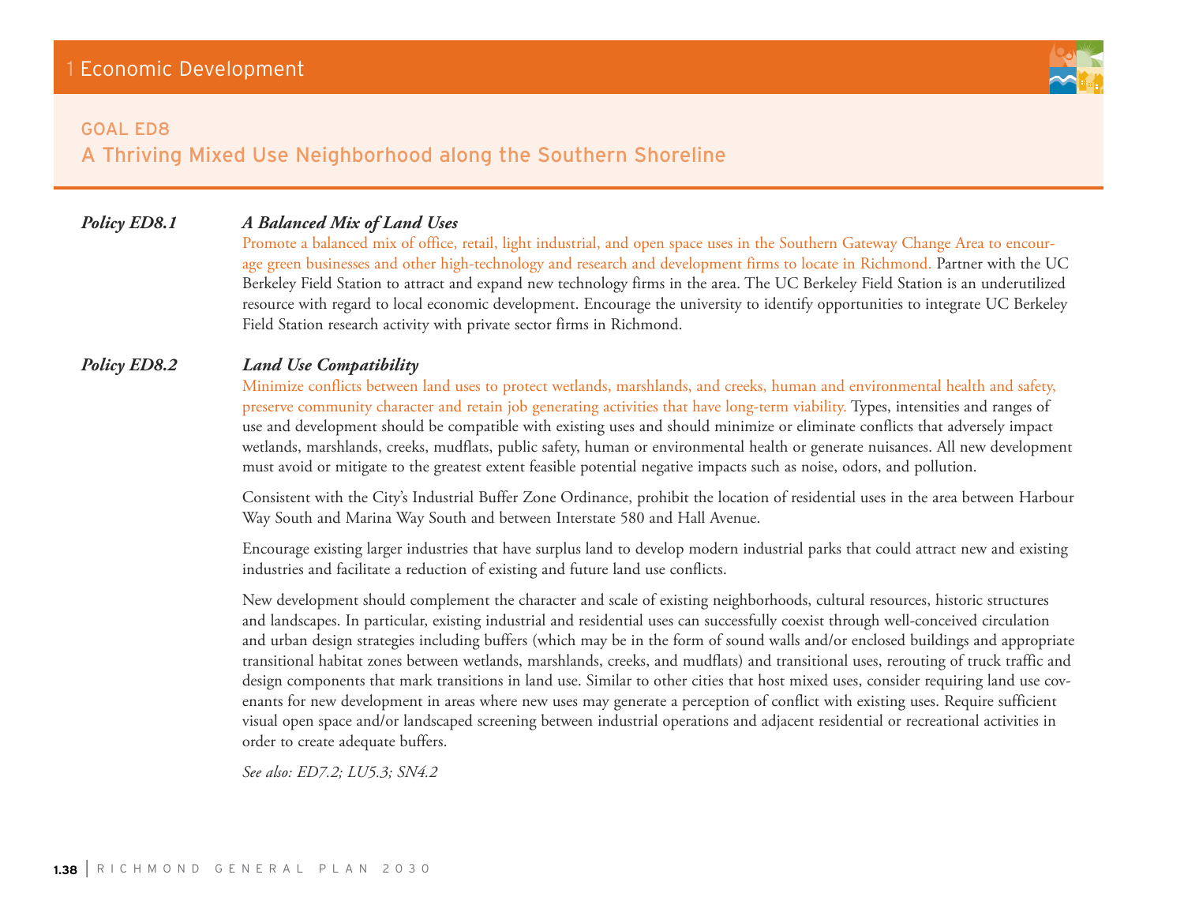## GOAL ED8

## A Thriving Mixed Use Neighborhood along the Southern Shoreline

***Policy ED8.1*** ***A Balanced Mix of Land Uses***

Promote a balanced mix of office, retail, light industrial, and open space uses in the Southern Gateway Change Area to encourage green businesses and other high-technology and research and development firms to locate in Richmond. Partner with the UC Berkeley Field Station to attract and expand new technology firms in the area. The UC Berkeley Field Station is an underutilized resource with regard to local economic development. Encourage the university to identify opportunities to integrate UC Berkeley Field Station research activity with private sector firms in Richmond.

***Policy ED8.2*** ***Land Use Compatibility***

Minimize conflicts between land uses to protect wetlands, marshlands, and creeks, human and environmental health and safety, preserve community character and retain job generating activities that have long-term viability. Types, intensities and ranges of use and development should be compatible with existing uses and should minimize or eliminate conflicts that adversely impact wetlands, marshlands, creeks, mudflats, public safety, human or environmental health or generate nuisances. All new development must avoid or mitigate to the greatest extent feasible potential negative impacts such as noise, odors, and pollution.

Consistent with the City's Industrial Buffer Zone Ordinance, prohibit the location of residential uses in the area between Harbour Way South and Marina Way South and between Interstate 580 and Hall Avenue.

Encourage existing larger industries that have surplus land to develop modern industrial parks that could attract new and existing industries and facilitate a reduction of existing and future land use conflicts.

New development should complement the character and scale of existing neighborhoods, cultural resources, historic structures and landscapes. In particular, existing industrial and residential uses can successfully coexist through well-conceived circulation and urban design strategies including buffers (which may be in the form of sound walls and/or enclosed buildings and appropriate transitional habitat zones between wetlands, marshlands, creeks, and mudflats) and transitional uses, rerouting of truck traffic and design components that mark transitions in land use. Similar to other cities that host mixed uses, consider requiring land use covenants for new development in areas where new uses may generate a perception of conflict with existing uses. Require sufficient visual open space and/or landscaped screening between industrial operations and adjacent residential or recreational activities in order to create adequate buffers.

*See also: ED7.2; LU5.3; SN4.2*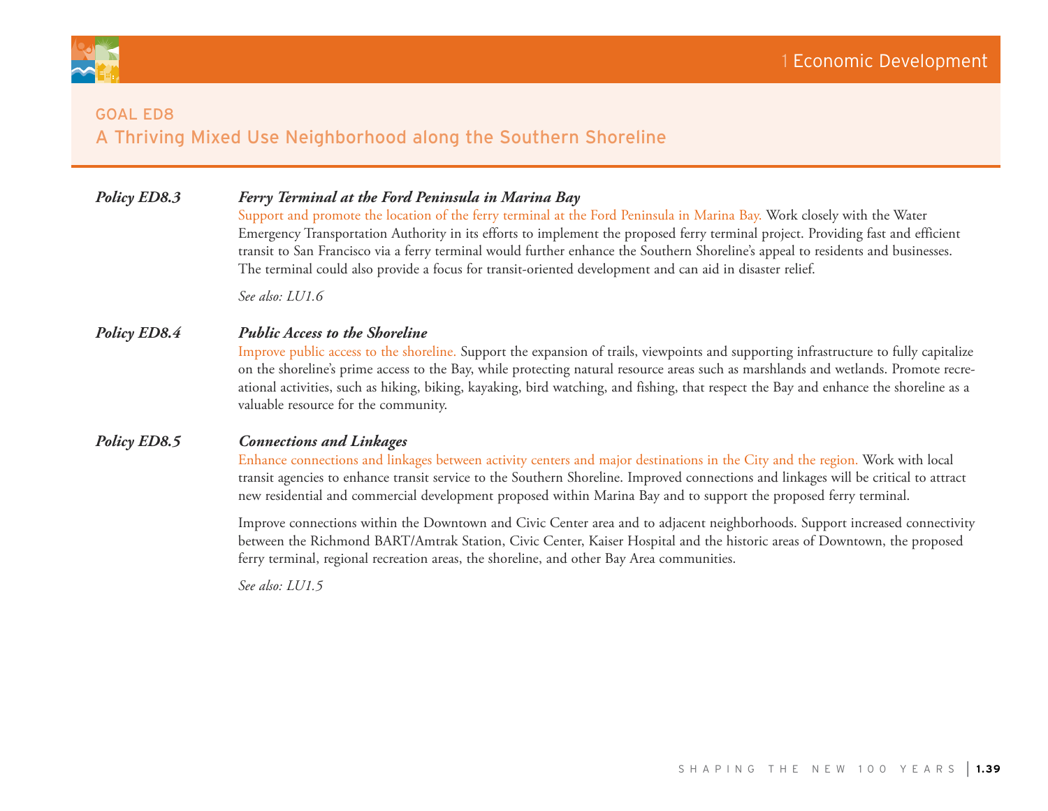## GOAL ED8
## A Thriving Mixed Use Neighborhood along the Southern Shoreline

***Policy ED8.3*** ***Ferry Terminal at the Ford Peninsula in Marina Bay***

Support and promote the location of the ferry terminal at the Ford Peninsula in Marina Bay. Work closely with the Water Emergency Transportation Authority in its efforts to implement the proposed ferry terminal project. Providing fast and efficient transit to San Francisco via a ferry terminal would further enhance the Southern Shoreline's appeal to residents and businesses. The terminal could also provide a focus for transit-oriented development and can aid in disaster relief.

*See also: LU1.6*

***Policy ED8.4*** ***Public Access to the Shoreline***

Improve public access to the shoreline. Support the expansion of trails, viewpoints and supporting infrastructure to fully capitalize on the shoreline's prime access to the Bay, while protecting natural resource areas such as marshlands and wetlands. Promote recreational activities, such as hiking, biking, kayaking, bird watching, and fishing, that respect the Bay and enhance the shoreline as a valuable resource for the community.

***Policy ED8.5*** ***Connections and Linkages***

Enhance connections and linkages between activity centers and major destinations in the City and the region. Work with local transit agencies to enhance transit service to the Southern Shoreline. Improved connections and linkages will be critical to attract new residential and commercial development proposed within Marina Bay and to support the proposed ferry terminal.

Improve connections within the Downtown and Civic Center area and to adjacent neighborhoods. Support increased connectivity between the Richmond BART/Amtrak Station, Civic Center, Kaiser Hospital and the historic areas of Downtown, the proposed ferry terminal, regional recreation areas, the shoreline, and other Bay Area communities.

*See also: LU1.5*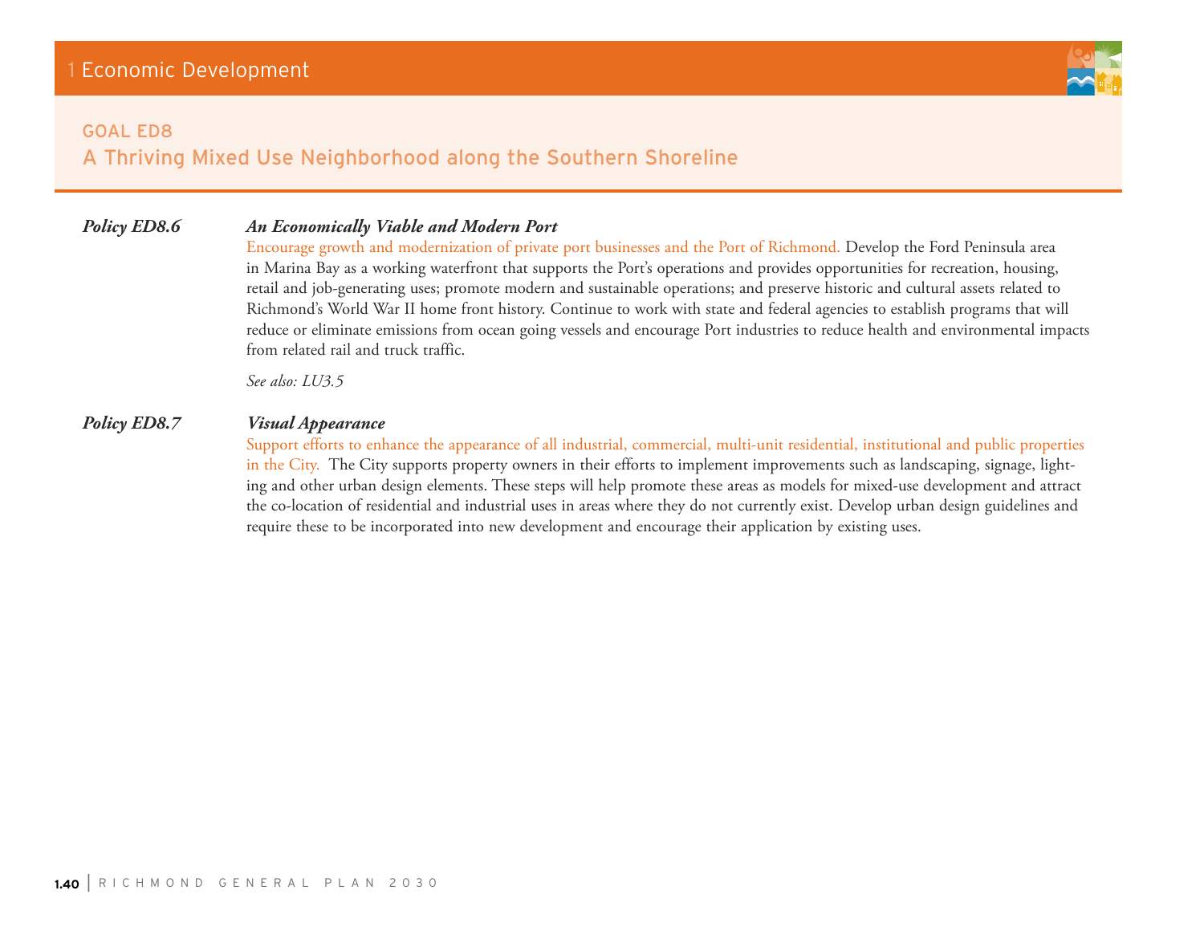## GOAL ED8
## A Thriving Mixed Use Neighborhood along the Southern Shoreline

***Policy ED8.6*** ***An Economically Viable and Modern Port***

Encourage growth and modernization of private port businesses and the Port of Richmond. Develop the Ford Peninsula area in Marina Bay as a working waterfront that supports the Port's operations and provides opportunities for recreation, housing, retail and job-generating uses; promote modern and sustainable operations; and preserve historic and cultural assets related to Richmond's World War II home front history. Continue to work with state and federal agencies to establish programs that will reduce or eliminate emissions from ocean going vessels and encourage Port industries to reduce health and environmental impacts from related rail and truck traffic.

*See also: LU3.5*

***Policy ED8.7*** ***Visual Appearance***

Support efforts to enhance the appearance of all industrial, commercial, multi-unit residential, institutional and public properties in the City. The City supports property owners in their efforts to implement improvements such as landscaping, signage, lighting and other urban design elements. These steps will help promote these areas as models for mixed-use development and attract the co-location of residential and industrial uses in areas where they do not currently exist. Develop urban design guidelines and require these to be incorporated into new development and encourage their application by existing uses.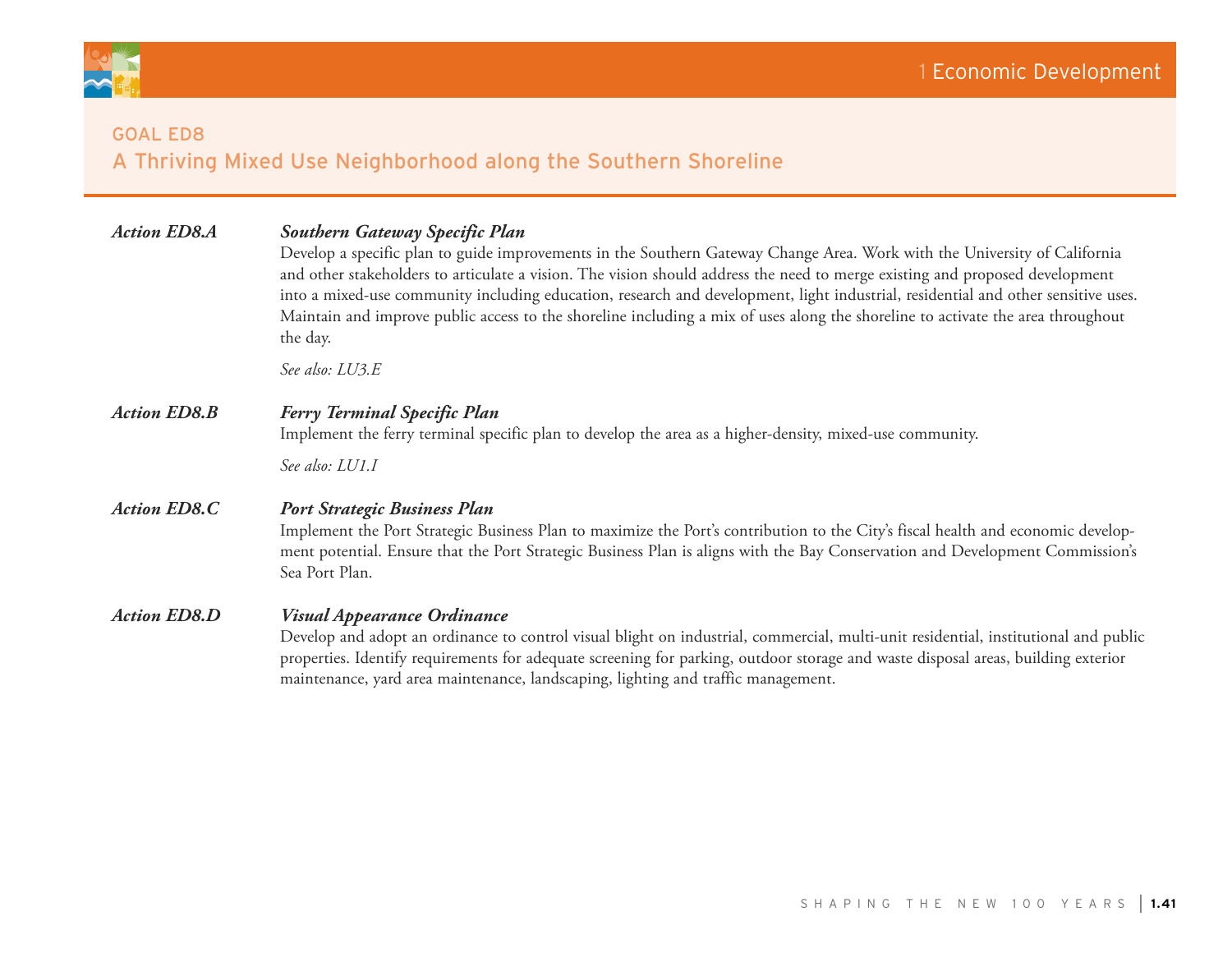## GOAL ED8
## A Thriving Mixed Use Neighborhood along the Southern Shoreline

***Action ED8.A*** ***Southern Gateway Specific Plan***

Develop a specific plan to guide improvements in the Southern Gateway Change Area. Work with the University of California and other stakeholders to articulate a vision. The vision should address the need to merge existing and proposed development into a mixed-use community including education, research and development, light industrial, residential and other sensitive uses. Maintain and improve public access to the shoreline including a mix of uses along the shoreline to activate the area throughout the day.

*See also: LU3.E*

***Action ED8.B*** ***Ferry Terminal Specific Plan***

Implement the ferry terminal specific plan to develop the area as a higher-density, mixed-use community.

*See also: LU1.I*

***Action ED8.C*** ***Port Strategic Business Plan***

Implement the Port Strategic Business Plan to maximize the Port's contribution to the City's fiscal health and economic development potential. Ensure that the Port Strategic Business Plan is aligns with the Bay Conservation and Development Commission's Sea Port Plan.

***Action ED8.D*** ***Visual Appearance Ordinance***

Develop and adopt an ordinance to control visual blight on industrial, commercial, multi-unit residential, institutional and public properties. Identify requirements for adequate screening for parking, outdoor storage and waste disposal areas, building exterior maintenance, yard area maintenance, landscaping, lighting and traffic management.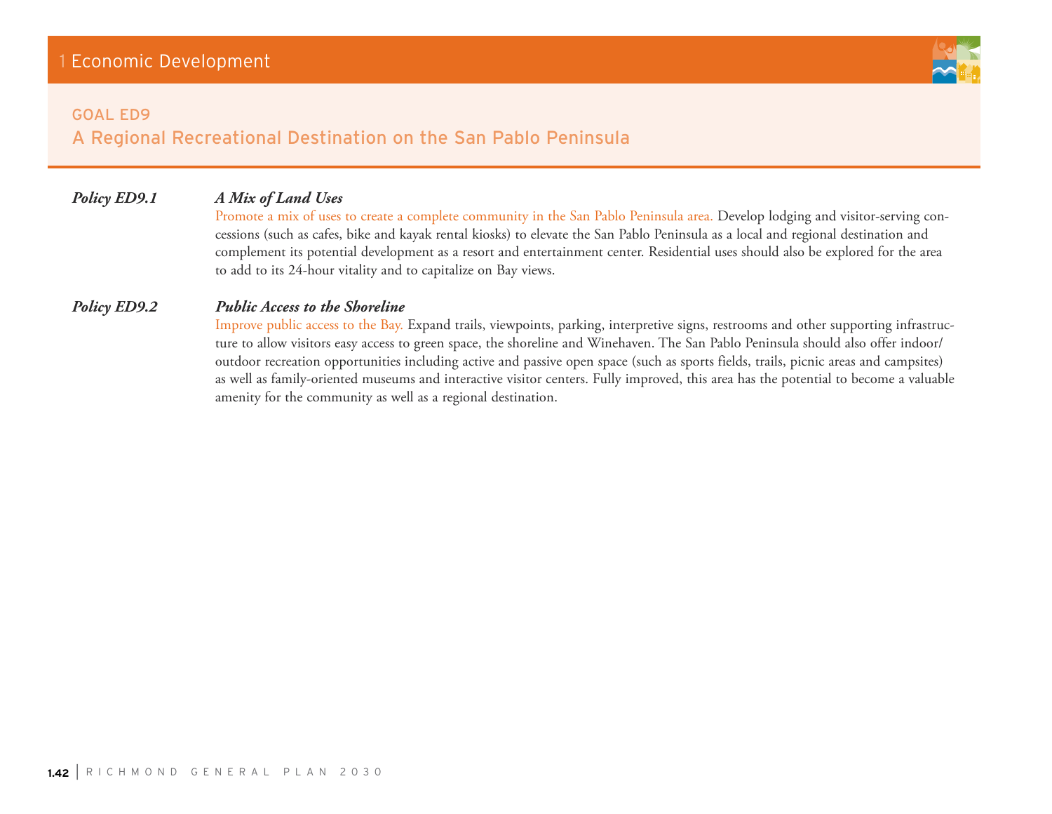## GOAL ED9

## A Regional Recreational Destination on the San Pablo Peninsula

***Policy ED9.1*** ***A Mix of Land Uses***

Promote a mix of uses to create a complete community in the San Pablo Peninsula area. Develop lodging and visitor-serving concessions (such as cafes, bike and kayak rental kiosks) to elevate the San Pablo Peninsula as a local and regional destination and complement its potential development as a resort and entertainment center. Residential uses should also be explored for the area to add to its 24-hour vitality and to capitalize on Bay views.

***Policy ED9.2*** ***Public Access to the Shoreline***

Improve public access to the Bay. Expand trails, viewpoints, parking, interpretive signs, restrooms and other supporting infrastructure to allow visitors easy access to green space, the shoreline and Winehaven. The San Pablo Peninsula should also offer indoor/outdoor recreation opportunities including active and passive open space (such as sports fields, trails, picnic areas and campsites) as well as family-oriented museums and interactive visitor centers. Fully improved, this area has the potential to become a valuable amenity for the community as well as a regional destination.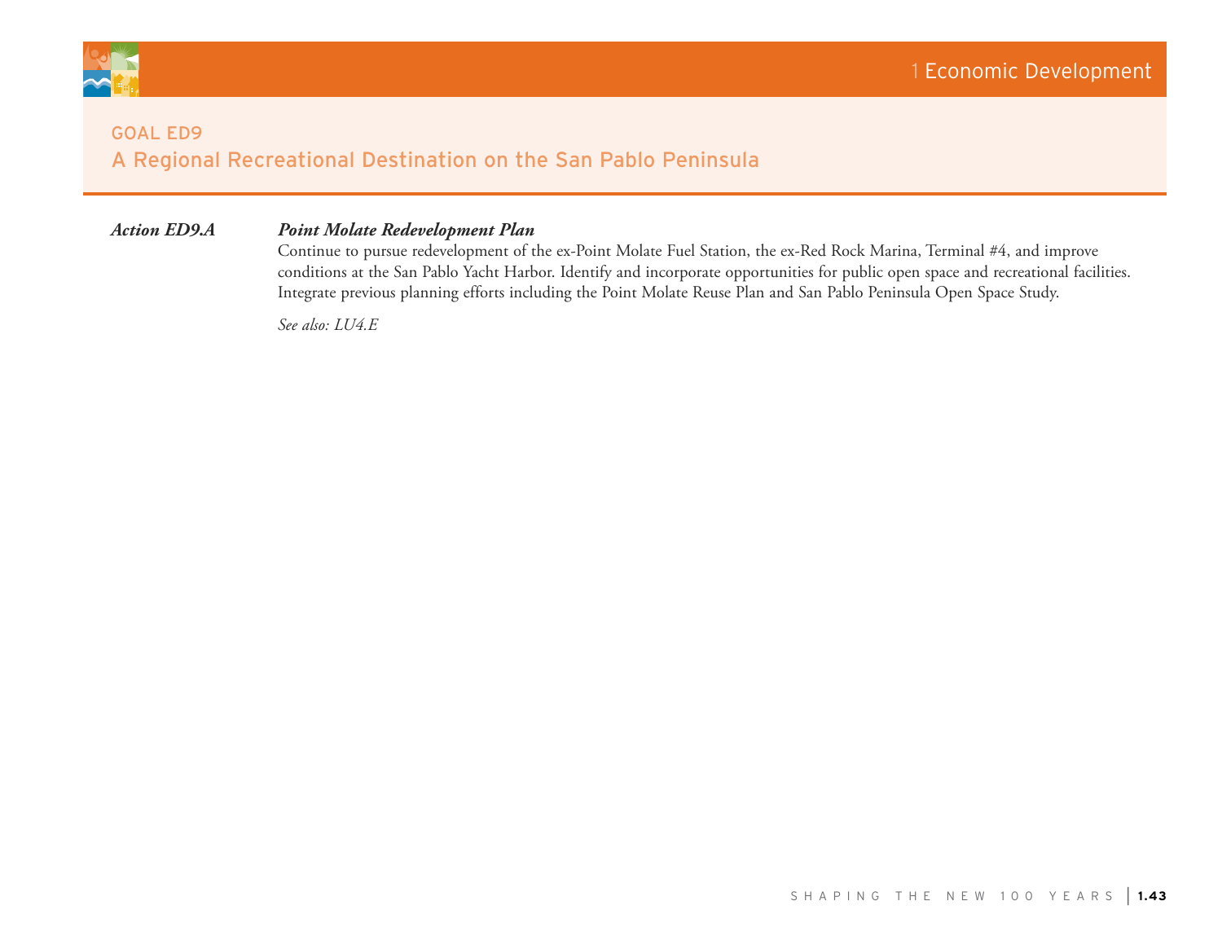## GOAL ED9
## A Regional Recreational Destination on the San Pablo Peninsula

***Action ED9.A*** ***Point Molate Redevelopment Plan***

Continue to pursue redevelopment of the ex-Point Molate Fuel Station, the ex-Red Rock Marina, Terminal #4, and improve conditions at the San Pablo Yacht Harbor. Identify and incorporate opportunities for public open space and recreational facilities. Integrate previous planning efforts including the Point Molate Reuse Plan and San Pablo Peninsula Open Space Study.

*See also: LU4.E*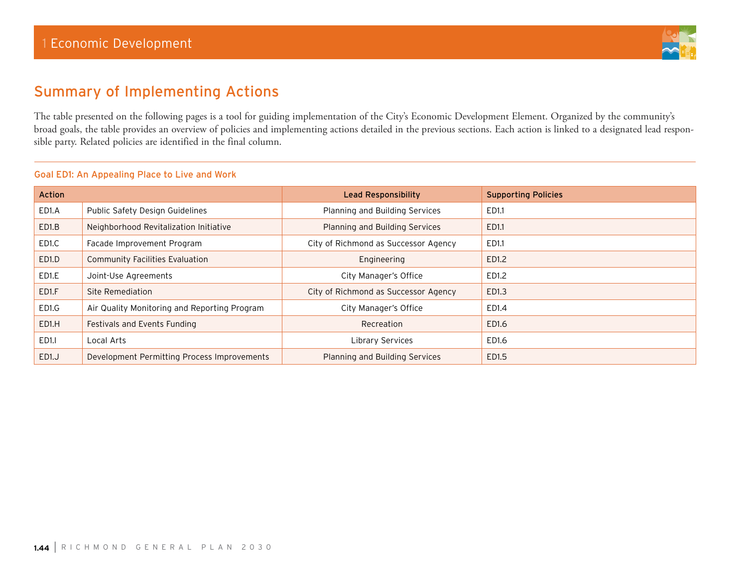## Summary of Implementing Actions

The table presented on the following pages is a tool for guiding implementation of the City's Economic Development Element. Organized by the community's broad goals, the table provides an overview of policies and implementing actions detailed in the previous sections. Each action is linked to a designated lead responsible party. Related policies are identified in the final column.

### Goal ED1: An Appealing Place to Live and Work

| Action | | Lead Responsibility | Supporting Policies |
|---|---|---|---|
| ED1.A | Public Safety Design Guidelines | Planning and Building Services | ED1.1 |
| ED1.B | Neighborhood Revitalization Initiative | Planning and Building Services | ED1.1 |
| ED1.C | Facade Improvement Program | City of Richmond as Successor Agency | ED1.1 |
| ED1.D | Community Facilities Evaluation | Engineering | ED1.2 |
| ED1.E | Joint-Use Agreements | City Manager's Office | ED1.2 |
| ED1.F | Site Remediation | City of Richmond as Successor Agency | ED1.3 |
| ED1.G | Air Quality Monitoring and Reporting Program | City Manager's Office | ED1.4 |
| ED1.H | Festivals and Events Funding | Recreation | ED1.6 |
| ED1.I | Local Arts | Library Services | ED1.6 |
| ED1.J | Development Permitting Process Improvements | Planning and Building Services | ED1.5 |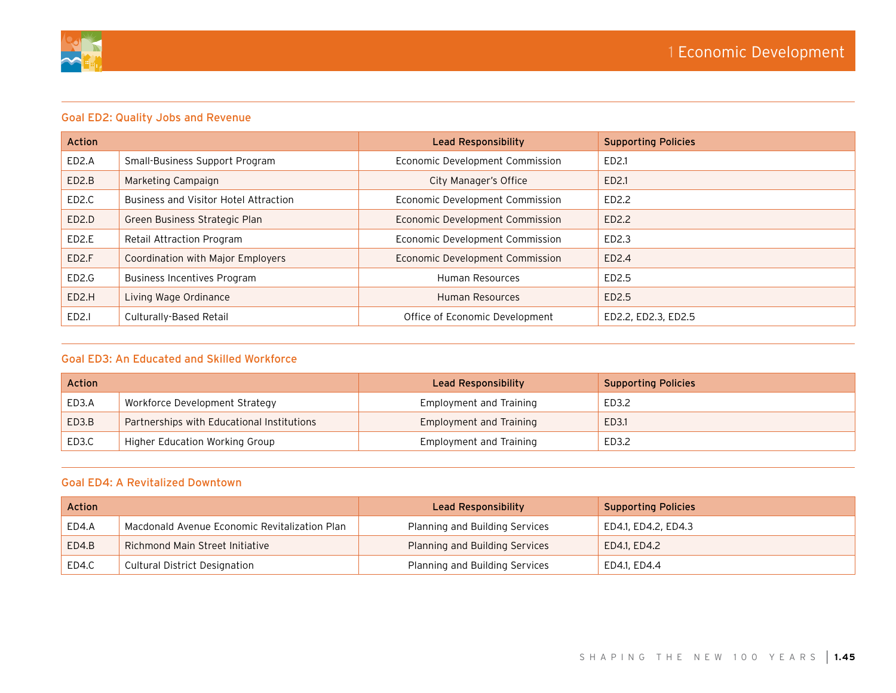### Goal ED2: Quality Jobs and Revenue

| Action | | Lead Responsibility | Supporting Policies |
|---|---|---|---|
| ED2.A | Small-Business Support Program | Economic Development Commission | ED2.1 |
| ED2.B | Marketing Campaign | City Manager's Office | ED2.1 |
| ED2.C | Business and Visitor Hotel Attraction | Economic Development Commission | ED2.2 |
| ED2.D | Green Business Strategic Plan | Economic Development Commission | ED2.2 |
| ED2.E | Retail Attraction Program | Economic Development Commission | ED2.3 |
| ED2.F | Coordination with Major Employers | Economic Development Commission | ED2.4 |
| ED2.G | Business Incentives Program | Human Resources | ED2.5 |
| ED2.H | Living Wage Ordinance | Human Resources | ED2.5 |
| ED2.I | Culturally-Based Retail | Office of Economic Development | ED2.2, ED2.3, ED2.5 |

### Goal ED3: An Educated and Skilled Workforce

| Action | | Lead Responsibility | Supporting Policies |
|---|---|---|---|
| ED3.A | Workforce Development Strategy | Employment and Training | ED3.2 |
| ED3.B | Partnerships with Educational Institutions | Employment and Training | ED3.1 |
| ED3.C | Higher Education Working Group | Employment and Training | ED3.2 |

### Goal ED4: A Revitalized Downtown

| Action | | Lead Responsibility | Supporting Policies |
|---|---|---|---|
| ED4.A | Macdonald Avenue Economic Revitalization Plan | Planning and Building Services | ED4.1, ED4.2, ED4.3 |
| ED4.B | Richmond Main Street Initiative | Planning and Building Services | ED4.1, ED4.2 |
| ED4.C | Cultural District Designation | Planning and Building Services | ED4.1, ED4.4 |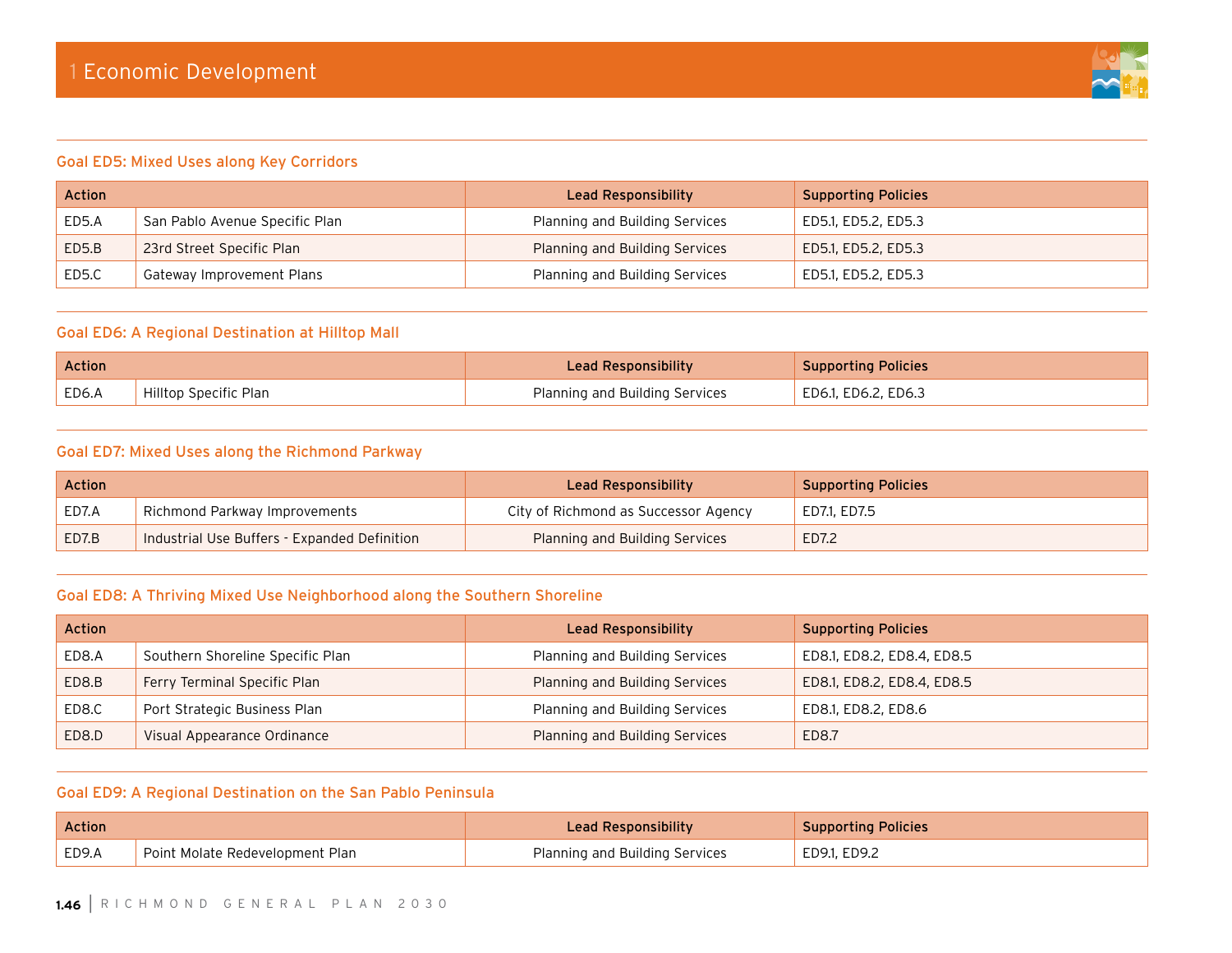### Goal ED5: Mixed Uses along Key Corridors

| Action | | Lead Responsibility | Supporting Policies |
|---|---|---|---|
| ED5.A | San Pablo Avenue Specific Plan | Planning and Building Services | ED5.1, ED5.2, ED5.3 |
| ED5.B | 23rd Street Specific Plan | Planning and Building Services | ED5.1, ED5.2, ED5.3 |
| ED5.C | Gateway Improvement Plans | Planning and Building Services | ED5.1, ED5.2, ED5.3 |

### Goal ED6: A Regional Destination at Hilltop Mall

| Action | | Lead Responsibility | Supporting Policies |
|---|---|---|---|
| ED6.A | Hilltop Specific Plan | Planning and Building Services | ED6.1, ED6.2, ED6.3 |

### Goal ED7: Mixed Uses along the Richmond Parkway

| Action | | Lead Responsibility | Supporting Policies |
|---|---|---|---|
| ED7.A | Richmond Parkway Improvements | City of Richmond as Successor Agency | ED7.1, ED7.5 |
| ED7.B | Industrial Use Buffers - Expanded Definition | Planning and Building Services | ED7.2 |

### Goal ED8: A Thriving Mixed Use Neighborhood along the Southern Shoreline

| Action | | Lead Responsibility | Supporting Policies |
|---|---|---|---|
| ED8.A | Southern Shoreline Specific Plan | Planning and Building Services | ED8.1, ED8.2, ED8.4, ED8.5 |
| ED8.B | Ferry Terminal Specific Plan | Planning and Building Services | ED8.1, ED8.2, ED8.4, ED8.5 |
| ED8.C | Port Strategic Business Plan | Planning and Building Services | ED8.1, ED8.2, ED8.6 |
| ED8.D | Visual Appearance Ordinance | Planning and Building Services | ED8.7 |

### Goal ED9: A Regional Destination on the San Pablo Peninsula

| Action | | Lead Responsibility | Supporting Policies |
|---|---|---|---|
| ED9.A | Point Molate Redevelopment Plan | Planning and Building Services | ED9.1, ED9.2 |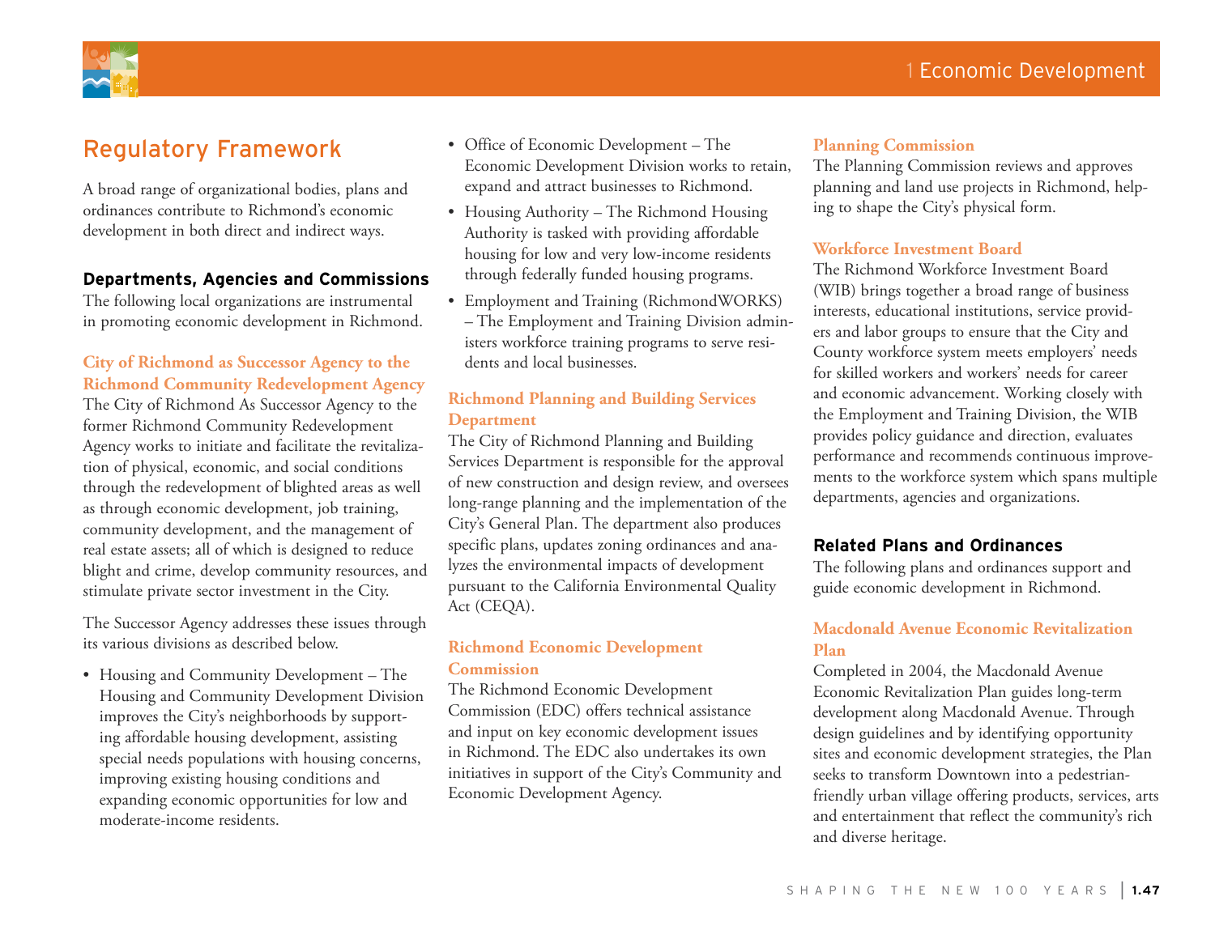## Regulatory Framework

A broad range of organizational bodies, plans and ordinances contribute to Richmond's economic development in both direct and indirect ways.

### Departments, Agencies and Commissions

The following local organizations are instrumental in promoting economic development in Richmond.

#### City of Richmond as Successor Agency to the Richmond Community Redevelopment Agency

The City of Richmond As Successor Agency to the former Richmond Community Redevelopment Agency works to initiate and facilitate the revitalization of physical, economic, and social conditions through the redevelopment of blighted areas as well as through economic development, job training, community development, and the management of real estate assets; all of which is designed to reduce blight and crime, develop community resources, and stimulate private sector investment in the City.

The Successor Agency addresses these issues through its various divisions as described below.

- Housing and Community Development – The Housing and Community Development Division improves the City's neighborhoods by supporting affordable housing development, assisting special needs populations with housing concerns, improving existing housing conditions and expanding economic opportunities for low and moderate-income residents.
- Office of Economic Development – The Economic Development Division works to retain, expand and attract businesses to Richmond.
- Housing Authority – The Richmond Housing Authority is tasked with providing affordable housing for low and very low-income residents through federally funded housing programs.
- Employment and Training (RichmondWORKS) – The Employment and Training Division administers workforce training programs to serve residents and local businesses.

#### Richmond Planning and Building Services Department

The City of Richmond Planning and Building Services Department is responsible for the approval of new construction and design review, and oversees long-range planning and the implementation of the City's General Plan. The department also produces specific plans, updates zoning ordinances and analyzes the environmental impacts of development pursuant to the California Environmental Quality Act (CEQA).

#### Richmond Economic Development Commission

The Richmond Economic Development Commission (EDC) offers technical assistance and input on key economic development issues in Richmond. The EDC also undertakes its own initiatives in support of the City's Community and Economic Development Agency.

#### Planning Commission

The Planning Commission reviews and approves planning and land use projects in Richmond, helping to shape the City's physical form.

#### Workforce Investment Board

The Richmond Workforce Investment Board (WIB) brings together a broad range of business interests, educational institutions, service providers and labor groups to ensure that the City and County workforce system meets employers' needs for skilled workers and workers' needs for career and economic advancement. Working closely with the Employment and Training Division, the WIB provides policy guidance and direction, evaluates performance and recommends continuous improvements to the workforce system which spans multiple departments, agencies and organizations.

### Related Plans and Ordinances

The following plans and ordinances support and guide economic development in Richmond.

#### Macdonald Avenue Economic Revitalization Plan

Completed in 2004, the Macdonald Avenue Economic Revitalization Plan guides long-term development along Macdonald Avenue. Through design guidelines and by identifying opportunity sites and economic development strategies, the Plan seeks to transform Downtown into a pedestrian-friendly urban village offering products, services, arts and entertainment that reflect the community's rich and diverse heritage.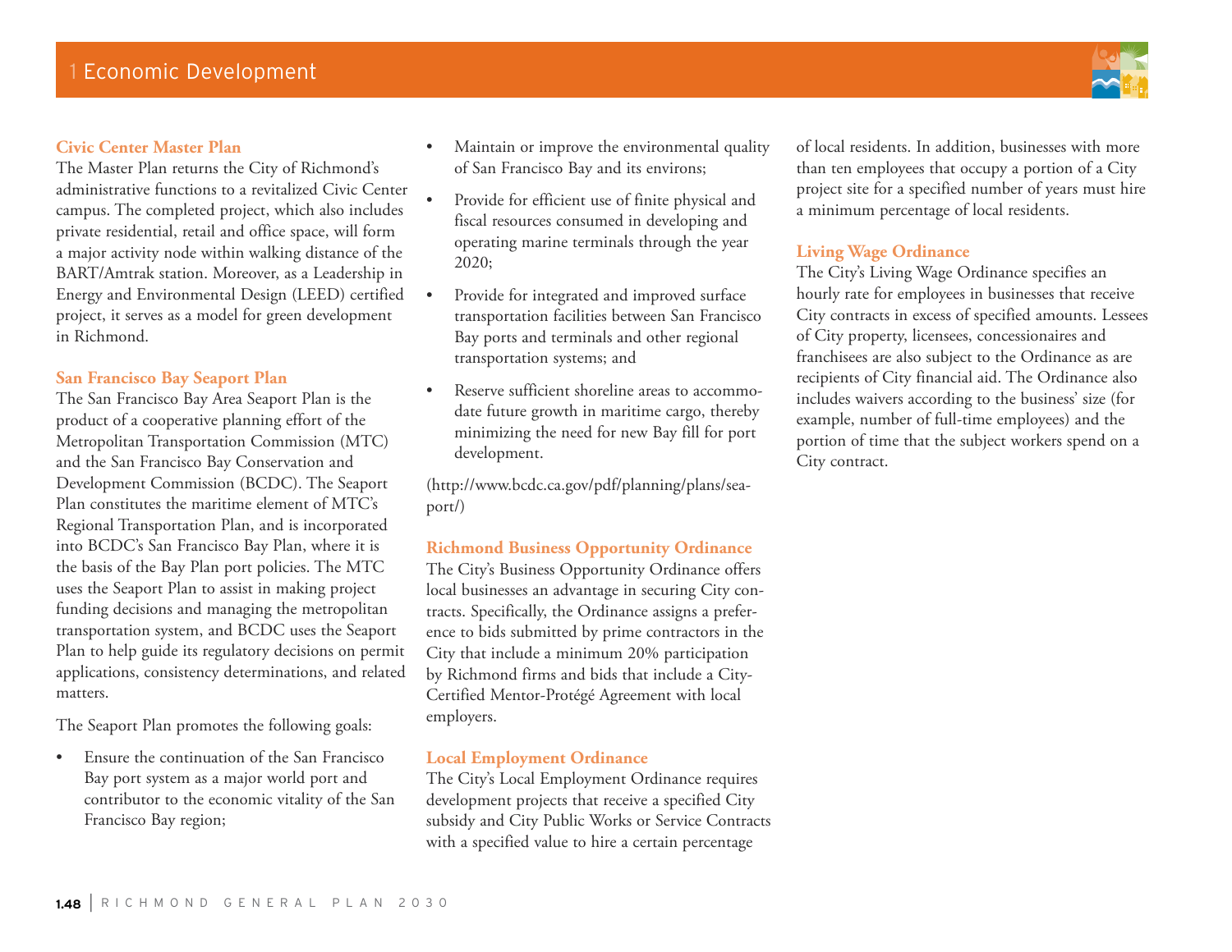### Civic Center Master Plan

The Master Plan returns the City of Richmond's administrative functions to a revitalized Civic Center campus. The completed project, which also includes private residential, retail and office space, will form a major activity node within walking distance of the BART/Amtrak station. Moreover, as a Leadership in Energy and Environmental Design (LEED) certified project, it serves as a model for green development in Richmond.

### San Francisco Bay Seaport Plan

The San Francisco Bay Area Seaport Plan is the product of a cooperative planning effort of the Metropolitan Transportation Commission (MTC) and the San Francisco Bay Conservation and Development Commission (BCDC). The Seaport Plan constitutes the maritime element of MTC's Regional Transportation Plan, and is incorporated into BCDC's San Francisco Bay Plan, where it is the basis of the Bay Plan port policies. The MTC uses the Seaport Plan to assist in making project funding decisions and managing the metropolitan transportation system, and BCDC uses the Seaport Plan to help guide its regulatory decisions on permit applications, consistency determinations, and related matters.

The Seaport Plan promotes the following goals:

- Ensure the continuation of the San Francisco Bay port system as a major world port and contributor to the economic vitality of the San Francisco Bay region;
- Maintain or improve the environmental quality of San Francisco Bay and its environs;
- Provide for efficient use of finite physical and fiscal resources consumed in developing and operating marine terminals through the year 2020;
- Provide for integrated and improved surface transportation facilities between San Francisco Bay ports and terminals and other regional transportation systems; and
- Reserve sufficient shoreline areas to accommodate future growth in maritime cargo, thereby minimizing the need for new Bay fill for port development.

(http://www.bcdc.ca.gov/pdf/planning/plans/seaport/)

### Richmond Business Opportunity Ordinance

The City's Business Opportunity Ordinance offers local businesses an advantage in securing City contracts. Specifically, the Ordinance assigns a preference to bids submitted by prime contractors in the City that include a minimum 20% participation by Richmond firms and bids that include a City-Certified Mentor-Protégé Agreement with local employers.

### Local Employment Ordinance

The City's Local Employment Ordinance requires development projects that receive a specified City subsidy and City Public Works or Service Contracts with a specified value to hire a certain percentage of local residents. In addition, businesses with more than ten employees that occupy a portion of a City project site for a specified number of years must hire a minimum percentage of local residents.

### Living Wage Ordinance

The City's Living Wage Ordinance specifies an hourly rate for employees in businesses that receive City contracts in excess of specified amounts. Lessees of City property, licensees, concessionaires and franchisees are also subject to the Ordinance as are recipients of City financial aid. The Ordinance also includes waivers according to the business' size (for example, number of full-time employees) and the portion of time that the subject workers spend on a City contract.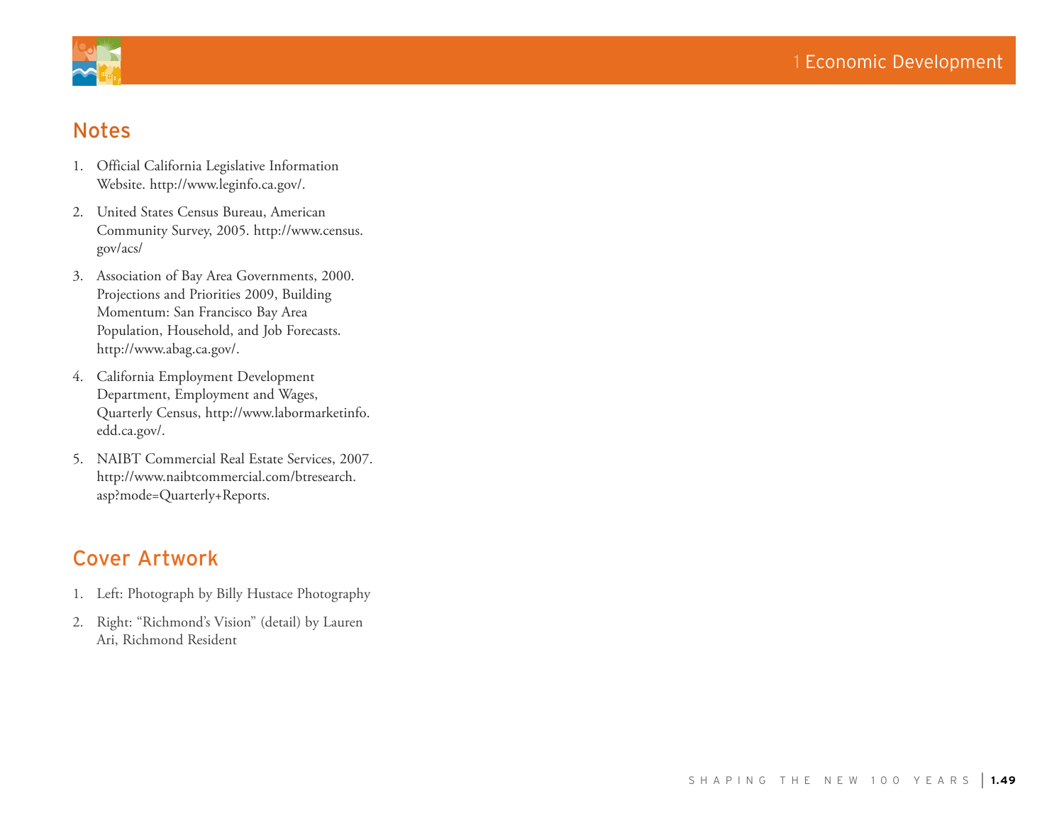## Notes

1. Official California Legislative Information Website. http://www.leginfo.ca.gov/.
2. United States Census Bureau, American Community Survey, 2005. http://www.census.gov/acs/
3. Association of Bay Area Governments, 2000. Projections and Priorities 2009, Building Momentum: San Francisco Bay Area Population, Household, and Job Forecasts. http://www.abag.ca.gov/.
4. California Employment Development Department, Employment and Wages, Quarterly Census, http://www.labormarketinfo.edd.ca.gov/.
5. NAIBT Commercial Real Estate Services, 2007. http://www.naibtcommercial.com/btresearch.asp?mode=Quarterly+Reports.

## Cover Artwork

1. Left: Photograph by Billy Hustace Photography
2. Right: “Richmond’s Vision” (detail) by Lauren Ari, Richmond Resident